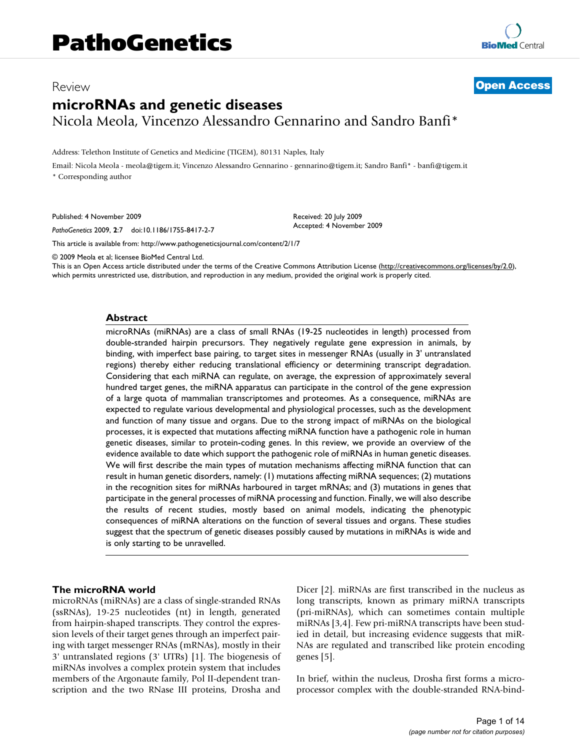# PathoGenetics

Review

**Open Access**

# microRNAs and genetic diseases

Nicola Meola, Vincenzo Alessandro Gennarino and Sandro Banfi*

Address: Telethon Institute of Genetics and Medicine (TIGEM), 80131 Naples, Italy

Email: Nicola Meola - meola@tigem.it; Vincenzo Alessandro Gennarino - gennarino@tigem.it; Sandro Banfi* - banfi@tigem.it

* Corresponding author

Published: 4 November 2009

*PathoGenetics* 2009, **2**:7 doi:10.1186/1755-8417-2-7

Received: 20 July 2009
Accepted: 4 November 2009

This article is available from: http://www.pathogeneticsjournal.com/content/2/1/7

© 2009 Meola et al; licensee BioMed Central Ltd.

This is an Open Access article distributed under the terms of the Creative Commons Attribution License (http://creativecommons.org/licenses/by/2.0), which permits unrestricted use, distribution, and reproduction in any medium, provided the original work is properly cited.

## Abstract

microRNAs (miRNAs) are a class of small RNAs (19-25 nucleotides in length) processed from double-stranded hairpin precursors. They negatively regulate gene expression in animals, by binding, with imperfect base pairing, to target sites in messenger RNAs (usually in 3' untranslated regions) thereby either reducing translational efficiency or determining transcript degradation. Considering that each miRNA can regulate, on average, the expression of approximately several hundred target genes, the miRNA apparatus can participate in the control of the gene expression of a large quota of mammalian transcriptomes and proteomes. As a consequence, miRNAs are expected to regulate various developmental and physiological processes, such as the development and function of many tissue and organs. Due to the strong impact of miRNAs on the biological processes, it is expected that mutations affecting miRNA function have a pathogenic role in human genetic diseases, similar to protein-coding genes. In this review, we provide an overview of the evidence available to date which support the pathogenic role of miRNAs in human genetic diseases. We will first describe the main types of mutation mechanisms affecting miRNA function that can result in human genetic disorders, namely: (1) mutations affecting miRNA sequences; (2) mutations in the recognition sites for miRNAs harboured in target mRNAs; and (3) mutations in genes that participate in the general processes of miRNA processing and function. Finally, we will also describe the results of recent studies, mostly based on animal models, indicating the phenotypic consequences of miRNA alterations on the function of several tissues and organs. These studies suggest that the spectrum of genetic diseases possibly caused by mutations in miRNAs is wide and is only starting to be unravelled.

## The microRNA world

microRNAs (miRNAs) are a class of single-stranded RNAs (ssRNAs), 19-25 nucleotides (nt) in length, generated from hairpin-shaped transcripts. They control the expression levels of their target genes through an imperfect pairing with target messenger RNAs (mRNAs), mostly in their 3' untranslated regions (3' UTRs) [1]. The biogenesis of miRNAs involves a complex protein system that includes members of the Argonaute family, Pol II-dependent transcription and the two RNase III proteins, Drosha and Dicer [2]. miRNAs are first transcribed in the nucleus as long transcripts, known as primary miRNA transcripts (pri-miRNAs), which can sometimes contain multiple miRNAs [3,4]. Few pri-miRNA transcripts have been studied in detail, but increasing evidence suggests that miRNAs are regulated and transcribed like protein encoding genes [5].

In brief, within the nucleus, Drosha first forms a microprocessor complex with the double-stranded RNA-bind-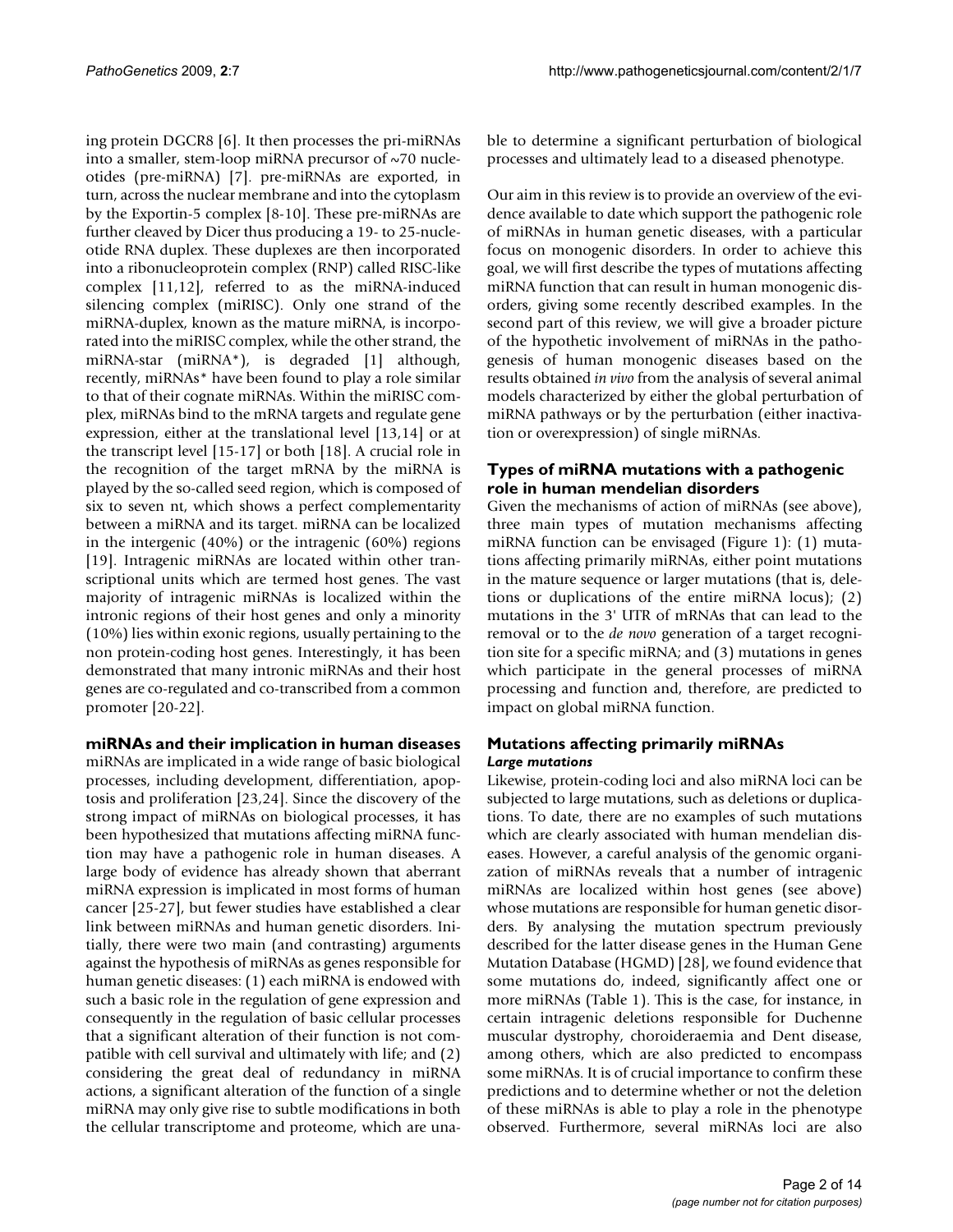ing protein DGCR8 [6]. It then processes the pri-miRNAs into a smaller, stem-loop miRNA precursor of ~70 nucleotides (pre-miRNA) [7]. pre-miRNAs are exported, in turn, across the nuclear membrane and into the cytoplasm by the Exportin-5 complex [8-10]. These pre-miRNAs are further cleaved by Dicer thus producing a 19- to 25-nucleotide RNA duplex. These duplexes are then incorporated into a ribonucleoprotein complex (RNP) called RISC-like complex [11,12], referred to as the miRNA-induced silencing complex (miRISC). Only one strand of the miRNA-duplex, known as the mature miRNA, is incorporated into the miRISC complex, while the other strand, the miRNA-star (miRNA*), is degraded [1] although, recently, miRNAs* have been found to play a role similar to that of their cognate miRNAs. Within the miRISC complex, miRNAs bind to the mRNA targets and regulate gene expression, either at the translational level [13,14] or at the transcript level [15-17] or both [18]. A crucial role in the recognition of the target mRNA by the miRNA is played by the so-called seed region, which is composed of six to seven nt, which shows a perfect complementarity between a miRNA and its target. miRNA can be localized in the intergenic (40%) or the intragenic (60%) regions [19]. Intragenic miRNAs are located within other transcriptional units which are termed host genes. The vast majority of intragenic miRNAs is localized within the intronic regions of their host genes and only a minority (10%) lies within exonic regions, usually pertaining to the non protein-coding host genes. Interestingly, it has been demonstrated that many intronic miRNAs and their host genes are co-regulated and co-transcribed from a common promoter [20-22].

## miRNAs and their implication in human diseases

miRNAs are implicated in a wide range of basic biological processes, including development, differentiation, apoptosis and proliferation [23,24]. Since the discovery of the strong impact of miRNAs on biological processes, it has been hypothesized that mutations affecting miRNA function may have a pathogenic role in human diseases. A large body of evidence has already shown that aberrant miRNA expression is implicated in most forms of human cancer [25-27], but fewer studies have established a clear link between miRNAs and human genetic disorders. Initially, there were two main (and contrasting) arguments against the hypothesis of miRNAs as genes responsible for human genetic diseases: (1) each miRNA is endowed with such a basic role in the regulation of gene expression and consequently in the regulation of basic cellular processes that a significant alteration of their function is not compatible with cell survival and ultimately with life; and (2) considering the great deal of redundancy in miRNA actions, a significant alteration of the function of a single miRNA may only give rise to subtle modifications in both the cellular transcriptome and proteome, which are unable to determine a significant perturbation of biological processes and ultimately lead to a diseased phenotype.

Our aim in this review is to provide an overview of the evidence available to date which support the pathogenic role of miRNAs in human genetic diseases, with a particular focus on monogenic disorders. In order to achieve this goal, we will first describe the types of mutations affecting miRNA function that can result in human monogenic disorders, giving some recently described examples. In the second part of this review, we will give a broader picture of the hypothetic involvement of miRNAs in the pathogenesis of human monogenic diseases based on the results obtained *in vivo* from the analysis of several animal models characterized by either the global perturbation of miRNA pathways or by the perturbation (either inactivation or overexpression) of single miRNAs.

## Types of miRNA mutations with a pathogenic role in human mendelian disorders

Given the mechanisms of action of miRNAs (see above), three main types of mutation mechanisms affecting miRNA function can be envisaged (Figure 1): (1) mutations affecting primarily miRNAs, either point mutations in the mature sequence or larger mutations (that is, deletions or duplications of the entire miRNA locus); (2) mutations in the 3' UTR of mRNAs that can lead to the removal or to the *de novo* generation of a target recognition site for a specific miRNA; and (3) mutations in genes which participate in the general processes of miRNA processing and function and, therefore, are predicted to impact on global miRNA function.

## Mutations affecting primarily miRNAs

### *Large mutations*

Likewise, protein-coding loci and also miRNA loci can be subjected to large mutations, such as deletions or duplications. To date, there are no examples of such mutations which are clearly associated with human mendelian diseases. However, a careful analysis of the genomic organization of miRNAs reveals that a number of intragenic miRNAs are localized within host genes (see above) whose mutations are responsible for human genetic disorders. By analysing the mutation spectrum previously described for the latter disease genes in the Human Gene Mutation Database (HGMD) [28], we found evidence that some mutations do, indeed, significantly affect one or more miRNAs (Table 1). This is the case, for instance, in certain intragenic deletions responsible for Duchenne muscular dystrophy, choroideraemia and Dent disease, among others, which are also predicted to encompass some miRNAs. It is of crucial importance to confirm these predictions and to determine whether or not the deletion of these miRNAs is able to play a role in the phenotype observed. Furthermore, several miRNAs loci are also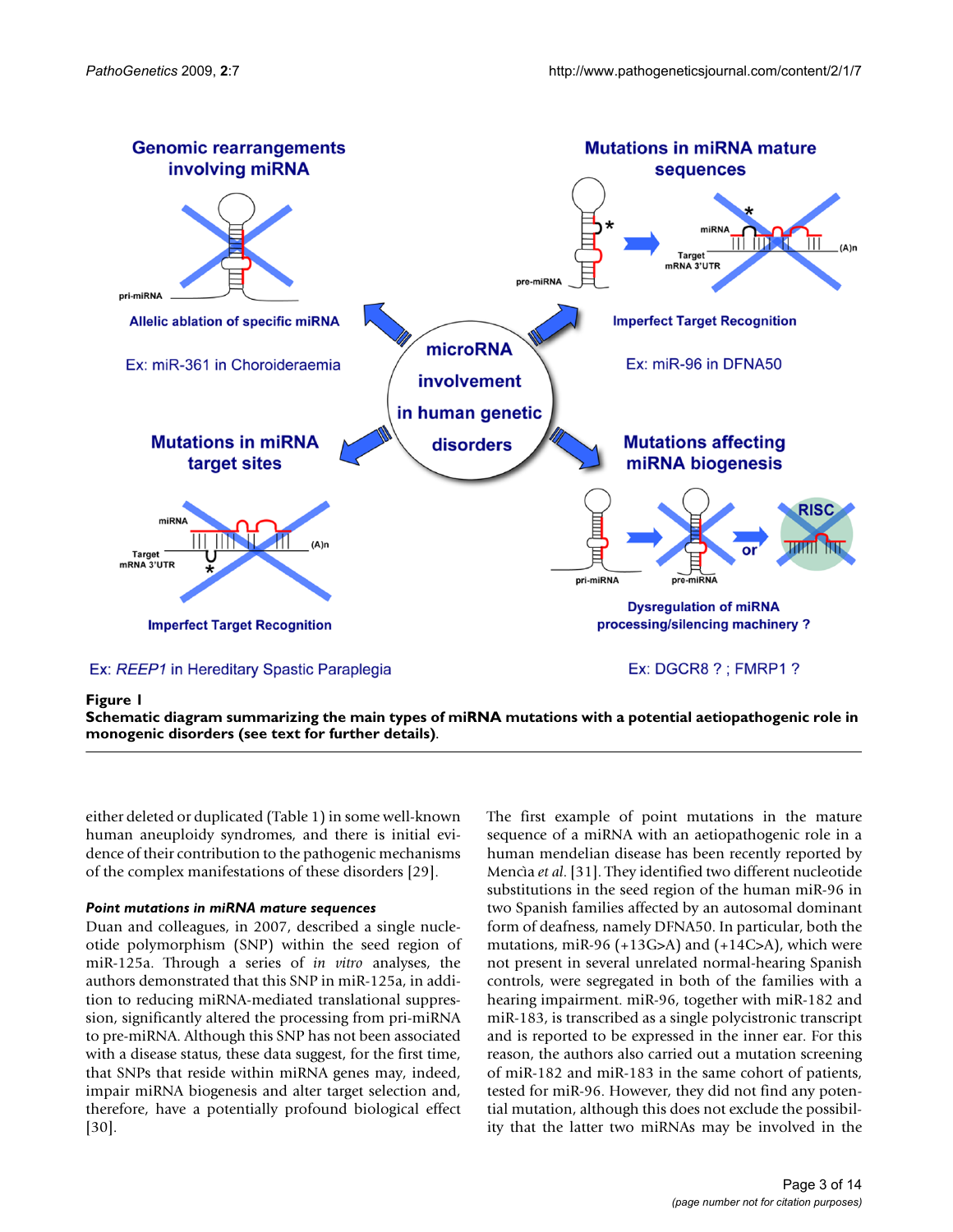**Figure 1**

**Schematic diagram summarizing the main types of miRNA mutations with a potential aetiopathogenic role in monogenic disorders (see text for further details).**

either deleted or duplicated (Table 1) in some well-known human aneuploidy syndromes, and there is initial evidence of their contribution to the pathogenic mechanisms of the complex manifestations of these disorders [29].

#### *Point mutations in miRNA mature sequences*

Duan and colleagues, in 2007, described a single nucleotide polymorphism (SNP) within the seed region of miR-125a. Through a series of *in vitro* analyses, the authors demonstrated that this SNP in miR-125a, in addition to reducing miRNA-mediated translational suppression, significantly altered the processing from pri-miRNA to pre-miRNA. Although this SNP has not been associated with a disease status, these data suggest, for the first time, that SNPs that reside within miRNA genes may, indeed, impair miRNA biogenesis and alter target selection and, therefore, have a potentially profound biological effect [30].

The first example of point mutations in the mature sequence of a miRNA with an aetiopathogenic role in a human mendelian disease has been recently reported by Mencìa *et al*. [31]. They identified two different nucleotide substitutions in the seed region of the human miR-96 in two Spanish families affected by an autosomal dominant form of deafness, namely DFNA50. In particular, both the mutations, miR-96 (+13G>A) and (+14C>A), which were not present in several unrelated normal-hearing Spanish controls, were segregated in both of the families with a hearing impairment. miR-96, together with miR-182 and miR-183, is transcribed as a single polycistronic transcript and is reported to be expressed in the inner ear. For this reason, the authors also carried out a mutation screening of miR-182 and miR-183 in the same cohort of patients, tested for miR-96. However, they did not find any potential mutation, although this does not exclude the possibility that the latter two miRNAs may be involved in the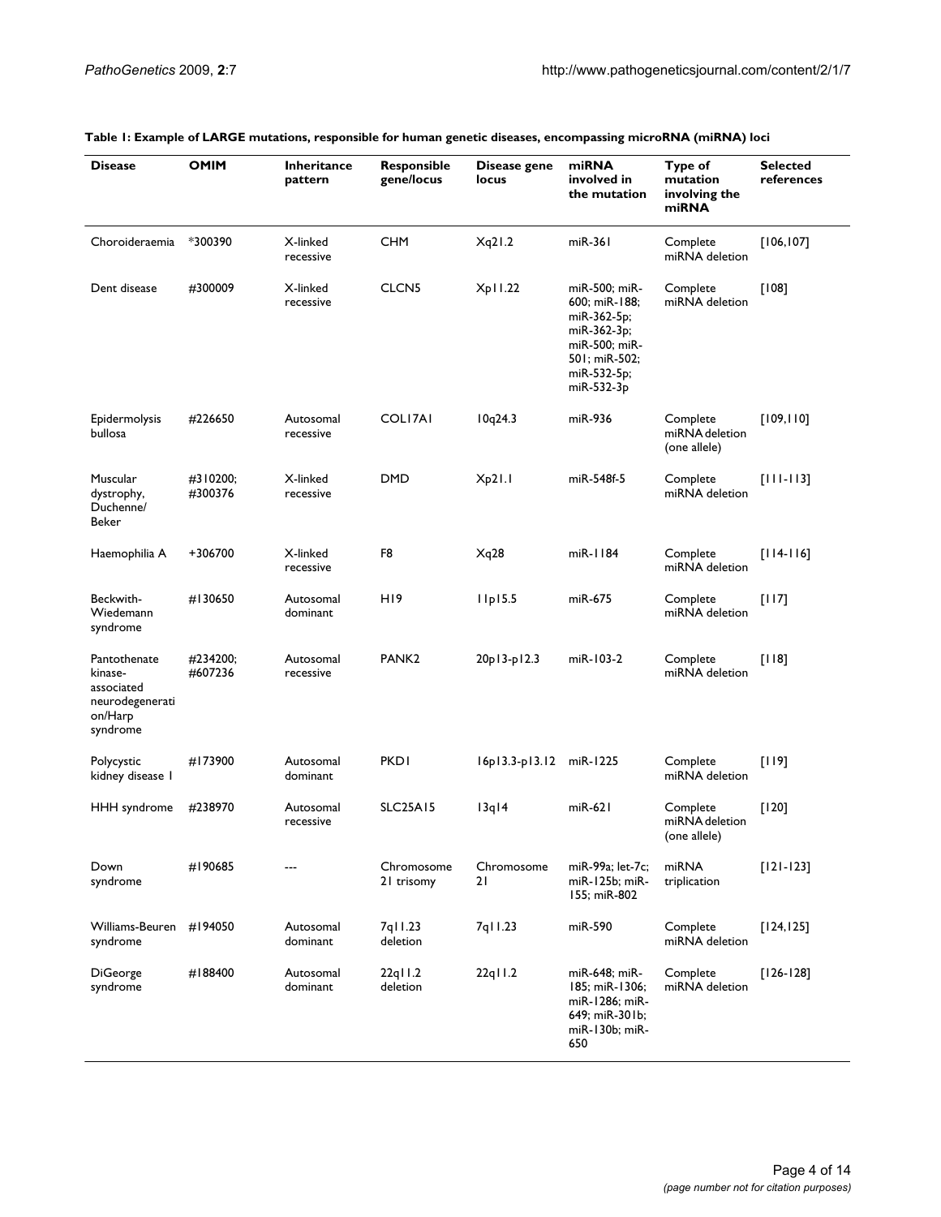**Table 1: Example of LARGE mutations, responsible for human genetic diseases, encompassing microRNA (miRNA) loci**

| Disease | OMIM | Inheritance pattern | Responsible gene/locus | Disease gene locus | miRNA involved in the mutation | Type of mutation involving the miRNA | Selected references |
|---|---|---|---|---|---|---|---|
| Choroideraemia | *300390 | X-linked recessive | CHM | Xq21.2 | miR-361 | Complete miRNA deletion | [106,107] |
| Dent disease | #300009 | X-linked recessive | CLCN5 | Xp11.22 | miR-500; miR-600; miR-188; miR-362-5p; miR-362-3p; miR-500; miR-501; miR-502; miR-532-5p; miR-532-3p | Complete miRNA deletion | [108] |
| Epidermolysis bullosa | #226650 | Autosomal recessive | COL17A1 | 10q24.3 | miR-936 | Complete miRNA deletion (one allele) | [109,110] |
| Muscular dystrophy, Duchenne/ Beker | #310200; #300376 | X-linked recessive | DMD | Xp21.1 | miR-548f-5 | Complete miRNA deletion | [111-113] |
| Haemophilia A | +306700 | X-linked recessive | F8 | Xq28 | miR-1184 | Complete miRNA deletion | [114-116] |
| Beckwith-Wiedemann syndrome | #130650 | Autosomal dominant | H19 | 11p15.5 | miR-675 | Complete miRNA deletion | [117] |
| Pantothenate kinase-associated neurodegeneration/Harp syndrome | #234200; #607236 | Autosomal recessive | PANK2 | 20p13-p12.3 | miR-103-2 | Complete miRNA deletion | [118] |
| Polycystic kidney disease 1 | #173900 | Autosomal dominant | PKD1 | 16p13.3-p13.12 | miR-1225 | Complete miRNA deletion | [119] |
| HHH syndrome | #238970 | Autosomal recessive | SLC25A15 | 13q14 | miR-621 | Complete miRNA deletion (one allele) | [120] |
| Down syndrome | #190685 | --- | Chromosome 21 trisomy | Chromosome 21 | miR-99a; let-7c; miR-125b; miR-155; miR-802 | miRNA triplication | [121-123] |
| Williams-Beuren syndrome | #194050 | Autosomal dominant | 7q11.23 deletion | 7q11.23 | miR-590 | Complete miRNA deletion | [124,125] |
| DiGeorge syndrome | #188400 | Autosomal dominant | 22q11.2 deletion | 22q11.2 | miR-648; miR-185; miR-1306; miR-1286; miR-649; miR-301b; miR-130b; miR-650 | Complete miRNA deletion | [126-128] |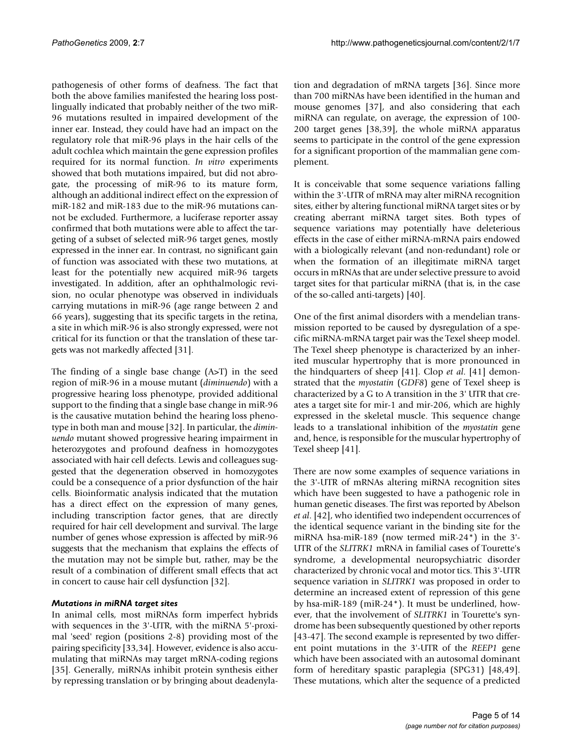pathogenesis of other forms of deafness. The fact that both the above families manifested the hearing loss post-lingually indicated that probably neither of the two miR-96 mutations resulted in impaired development of the inner ear. Instead, they could have had an impact on the regulatory role that miR-96 plays in the hair cells of the adult cochlea which maintain the gene expression profiles required for its normal function. *In vitro* experiments showed that both mutations impaired, but did not abrogate, the processing of miR-96 to its mature form, although an additional indirect effect on the expression of miR-182 and miR-183 due to the miR-96 mutations cannot be excluded. Furthermore, a luciferase reporter assay confirmed that both mutations were able to affect the targeting of a subset of selected miR-96 target genes, mostly expressed in the inner ear. In contrast, no significant gain of function was associated with these two mutations, at least for the potentially new acquired miR-96 targets investigated. In addition, after an ophthalmologic revision, no ocular phenotype was observed in individuals carrying mutations in miR-96 (age range between 2 and 66 years), suggesting that its specific targets in the retina, a site in which miR-96 is also strongly expressed, were not critical for its function or that the translation of these targets was not markedly affected [31].

The finding of a single base change (A>T) in the seed region of miR-96 in a mouse mutant (*diminuendo*) with a progressive hearing loss phenotype, provided additional support to the finding that a single base change in miR-96 is the causative mutation behind the hearing loss phenotype in both man and mouse [32]. In particular, the *diminuendo* mutant showed progressive hearing impairment in heterozygotes and profound deafness in homozygotes associated with hair cell defects. Lewis and colleagues suggested that the degeneration observed in homozygotes could be a consequence of a prior dysfunction of the hair cells. Bioinformatic analysis indicated that the mutation has a direct effect on the expression of many genes, including transcription factor genes, that are directly required for hair cell development and survival. The large number of genes whose expression is affected by miR-96 suggests that the mechanism that explains the effects of the mutation may not be simple but, rather, may be the result of a combination of different small effects that act in concert to cause hair cell dysfunction [32].

### *Mutations in miRNA target sites*

In animal cells, most miRNAs form imperfect hybrids with sequences in the 3'-UTR, with the miRNA 5'-proximal 'seed' region (positions 2-8) providing most of the pairing specificity [33,34]. However, evidence is also accumulating that miRNAs may target mRNA-coding regions [35]. Generally, miRNAs inhibit protein synthesis either by repressing translation or by bringing about deadenylation and degradation of mRNA targets [36]. Since more than 700 miRNAs have been identified in the human and mouse genomes [37], and also considering that each miRNA can regulate, on average, the expression of 100-200 target genes [38,39], the whole miRNA apparatus seems to participate in the control of the gene expression for a significant proportion of the mammalian gene complement.

It is conceivable that some sequence variations falling within the 3'-UTR of mRNA may alter miRNA recognition sites, either by altering functional miRNA target sites or by creating aberrant miRNA target sites. Both types of sequence variations may potentially have deleterious effects in the case of either miRNA-mRNA pairs endowed with a biologically relevant (and non-redundant) role or when the formation of an illegitimate miRNA target occurs in mRNAs that are under selective pressure to avoid target sites for that particular miRNA (that is, in the case of the so-called anti-targets) [40].

One of the first animal disorders with a mendelian transmission reported to be caused by dysregulation of a specific miRNA-mRNA target pair was the Texel sheep model. The Texel sheep phenotype is characterized by an inherited muscular hypertrophy that is more pronounced in the hindquarters of sheep [41]. Clop *et al.* [41] demonstrated that the *myostatin* (*GDF8*) gene of Texel sheep is characterized by a G to A transition in the 3' UTR that creates a target site for mir-1 and mir-206, which are highly expressed in the skeletal muscle. This sequence change leads to a translational inhibition of the *myostatin* gene and, hence, is responsible for the muscular hypertrophy of Texel sheep [41].

There are now some examples of sequence variations in the 3'-UTR of mRNAs altering miRNA recognition sites which have been suggested to have a pathogenic role in human genetic diseases. The first was reported by Abelson *et al.* [42], who identified two independent occurrences of the identical sequence variant in the binding site for the miRNA hsa-miR-189 (now termed miR-24*) in the 3'-UTR of the *SLITRK1* mRNA in familial cases of Tourette's syndrome, a developmental neuropsychiatric disorder characterized by chronic vocal and motor tics. This 3'-UTR sequence variation in *SLITRK1* was proposed in order to determine an increased extent of repression of this gene by hsa-miR-189 (miR-24*). It must be underlined, however, that the involvement of *SLITRK1* in Tourette's syndrome has been subsequently questioned by other reports [43-47]. The second example is represented by two different point mutations in the 3'-UTR of the *REEP1* gene which have been associated with an autosomal dominant form of hereditary spastic paraplegia (SPG31) [48,49]. These mutations, which alter the sequence of a predicted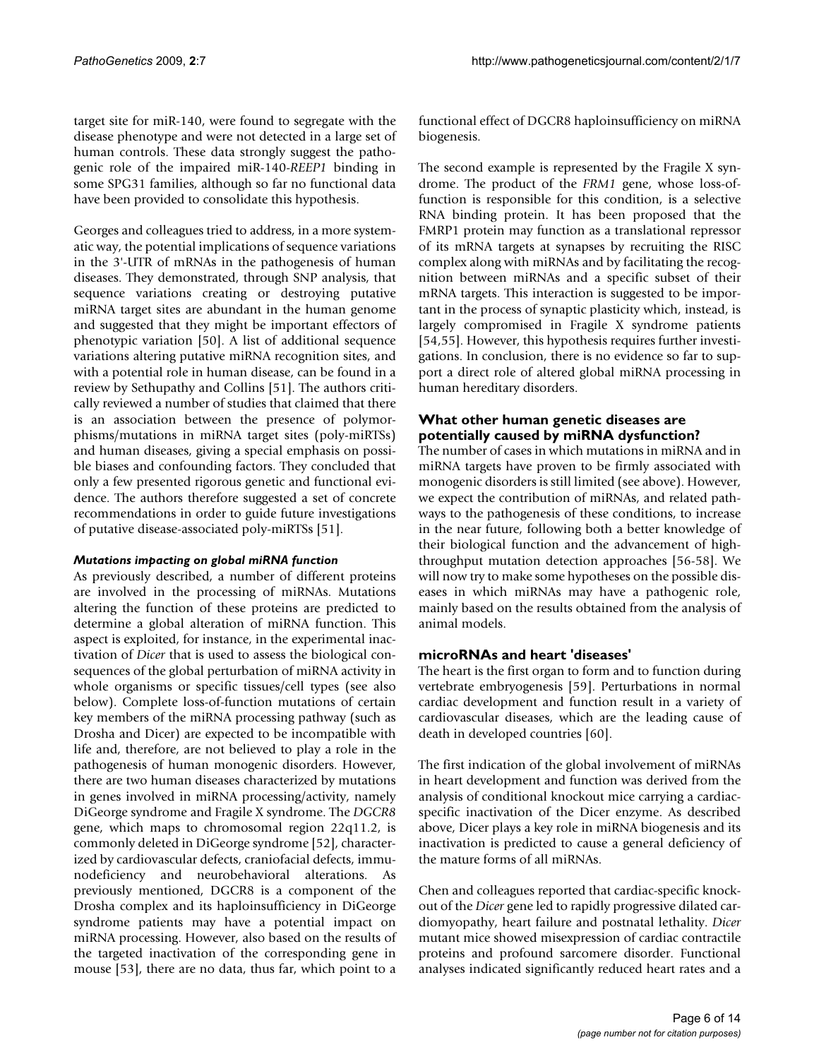target site for miR-140, were found to segregate with the disease phenotype and were not detected in a large set of human controls. These data strongly suggest the pathogenic role of the impaired miR-140-*REEP1* binding in some SPG31 families, although so far no functional data have been provided to consolidate this hypothesis.

Georges and colleagues tried to address, in a more systematic way, the potential implications of sequence variations in the 3'-UTR of mRNAs in the pathogenesis of human diseases. They demonstrated, through SNP analysis, that sequence variations creating or destroying putative miRNA target sites are abundant in the human genome and suggested that they might be important effectors of phenotypic variation [50]. A list of additional sequence variations altering putative miRNA recognition sites, and with a potential role in human disease, can be found in a review by Sethupathy and Collins [51]. The authors critically reviewed a number of studies that claimed that there is an association between the presence of polymorphisms/mutations in miRNA target sites (poly-miRTSs) and human diseases, giving a special emphasis on possible biases and confounding factors. They concluded that only a few presented rigorous genetic and functional evidence. The authors therefore suggested a set of concrete recommendations in order to guide future investigations of putative disease-associated poly-miRTSs [51].

#### *Mutations impacting on global miRNA function*

As previously described, a number of different proteins are involved in the processing of miRNAs. Mutations altering the function of these proteins are predicted to determine a global alteration of miRNA function. This aspect is exploited, for instance, in the experimental inactivation of *Dicer* that is used to assess the biological consequences of the global perturbation of miRNA activity in whole organisms or specific tissues/cell types (see also below). Complete loss-of-function mutations of certain key members of the miRNA processing pathway (such as Drosha and Dicer) are expected to be incompatible with life and, therefore, are not believed to play a role in the pathogenesis of human monogenic disorders. However, there are two human diseases characterized by mutations in genes involved in miRNA processing/activity, namely DiGeorge syndrome and Fragile X syndrome. The *DGCR8* gene, which maps to chromosomal region 22q11.2, is commonly deleted in DiGeorge syndrome [52], characterized by cardiovascular defects, craniofacial defects, immunodeficiency and neurobehavioral alterations. As previously mentioned, DGCR8 is a component of the Drosha complex and its haploinsufficiency in DiGeorge syndrome patients may have a potential impact on miRNA processing. However, also based on the results of the targeted inactivation of the corresponding gene in mouse [53], there are no data, thus far, which point to a functional effect of DGCR8 haploinsufficiency on miRNA biogenesis.

The second example is represented by the Fragile X syndrome. The product of the *FRM1* gene, whose loss-of-function is responsible for this condition, is a selective RNA binding protein. It has been proposed that the FMRP1 protein may function as a translational repressor of its mRNA targets at synapses by recruiting the RISC complex along with miRNAs and by facilitating the recognition between miRNAs and a specific subset of their mRNA targets. This interaction is suggested to be important in the process of synaptic plasticity which, instead, is largely compromised in Fragile X syndrome patients [54,55]. However, this hypothesis requires further investigations. In conclusion, there is no evidence so far to support a direct role of altered global miRNA processing in human hereditary disorders.

## What other human genetic diseases are potentially caused by miRNA dysfunction?

The number of cases in which mutations in miRNA and in miRNA targets have proven to be firmly associated with monogenic disorders is still limited (see above). However, we expect the contribution of miRNAs, and related pathways to the pathogenesis of these conditions, to increase in the near future, following both a better knowledge of their biological function and the advancement of high-throughput mutation detection approaches [56-58]. We will now try to make some hypotheses on the possible diseases in which miRNAs may have a pathogenic role, mainly based on the results obtained from the analysis of animal models.

## microRNAs and heart 'diseases'

The heart is the first organ to form and to function during vertebrate embryogenesis [59]. Perturbations in normal cardiac development and function result in a variety of cardiovascular diseases, which are the leading cause of death in developed countries [60].

The first indication of the global involvement of miRNAs in heart development and function was derived from the analysis of conditional knockout mice carrying a cardiac-specific inactivation of the Dicer enzyme. As described above, Dicer plays a key role in miRNA biogenesis and its inactivation is predicted to cause a general deficiency of the mature forms of all miRNAs.

Chen and colleagues reported that cardiac-specific knockout of the *Dicer* gene led to rapidly progressive dilated cardiomyopathy, heart failure and postnatal lethality. *Dicer* mutant mice showed misexpression of cardiac contractile proteins and profound sarcomere disorder. Functional analyses indicated significantly reduced heart rates and a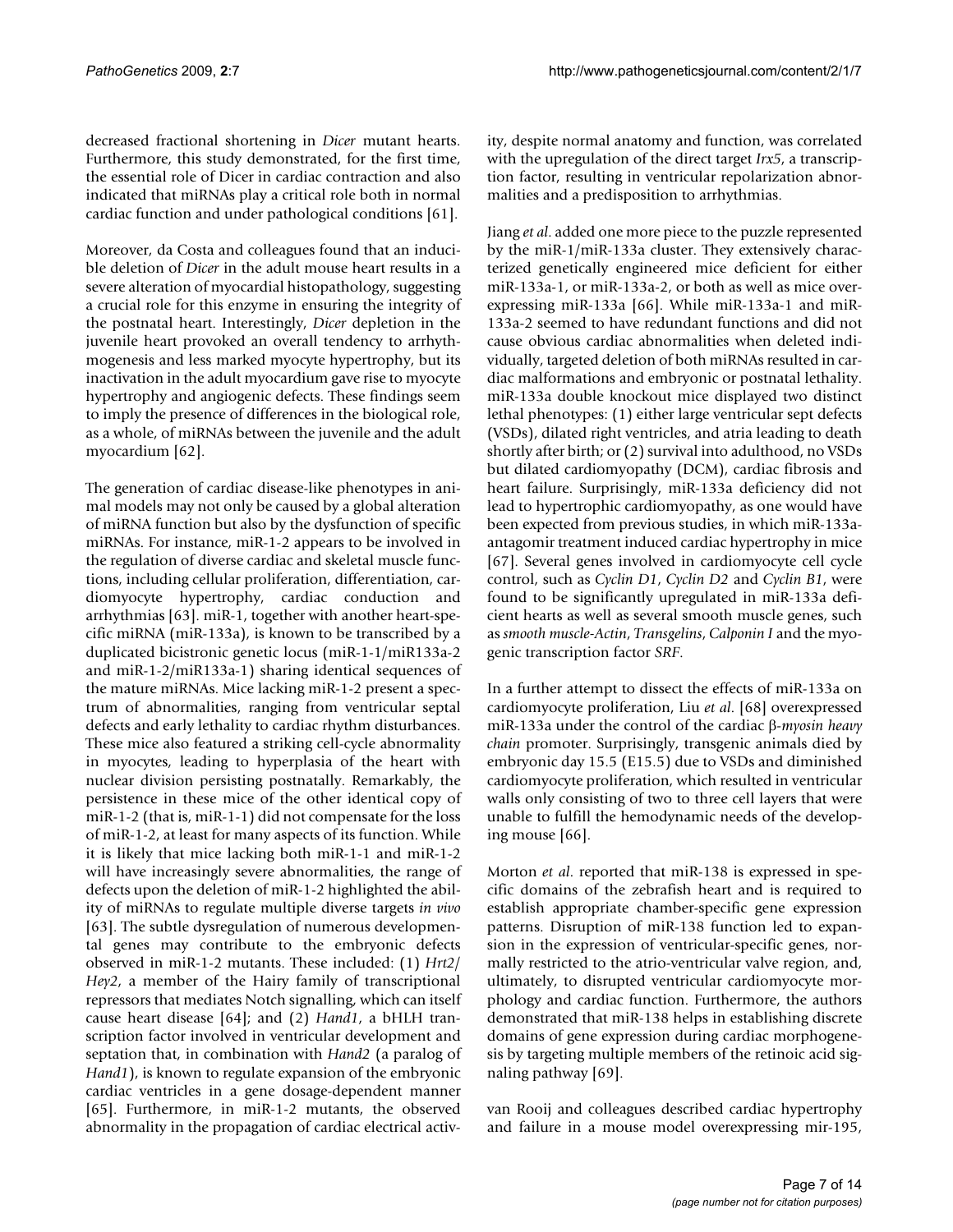decreased fractional shortening in *Dicer* mutant hearts. Furthermore, this study demonstrated, for the first time, the essential role of Dicer in cardiac contraction and also indicated that miRNAs play a critical role both in normal cardiac function and under pathological conditions [61].

Moreover, da Costa and colleagues found that an inducible deletion of *Dicer* in the adult mouse heart results in a severe alteration of myocardial histopathology, suggesting a crucial role for this enzyme in ensuring the integrity of the postnatal heart. Interestingly, *Dicer* depletion in the juvenile heart provoked an overall tendency to arrhythmogenesis and less marked myocyte hypertrophy, but its inactivation in the adult myocardium gave rise to myocyte hypertrophy and angiogenic defects. These findings seem to imply the presence of differences in the biological role, as a whole, of miRNAs between the juvenile and the adult myocardium [62].

The generation of cardiac disease-like phenotypes in animal models may not only be caused by a global alteration of miRNA function but also by the dysfunction of specific miRNAs. For instance, miR-1-2 appears to be involved in the regulation of diverse cardiac and skeletal muscle functions, including cellular proliferation, differentiation, cardiomyocyte hypertrophy, cardiac conduction and arrhythmias [63]. miR-1, together with another heart-specific miRNA (miR-133a), is known to be transcribed by a duplicated bicistronic genetic locus (miR-1-1/miR133a-2 and miR-1-2/miR133a-1) sharing identical sequences of the mature miRNAs. Mice lacking miR-1-2 present a spectrum of abnormalities, ranging from ventricular septal defects and early lethality to cardiac rhythm disturbances. These mice also featured a striking cell-cycle abnormality in myocytes, leading to hyperplasia of the heart with nuclear division persisting postnatally. Remarkably, the persistence in these mice of the other identical copy of miR-1-2 (that is, miR-1-1) did not compensate for the loss of miR-1-2, at least for many aspects of its function. While it is likely that mice lacking both miR-1-1 and miR-1-2 will have increasingly severe abnormalities, the range of defects upon the deletion of miR-1-2 highlighted the ability of miRNAs to regulate multiple diverse targets *in vivo* [63]. The subtle dysregulation of numerous developmental genes may contribute to the embryonic defects observed in miR-1-2 mutants. These included: (1) *Hrt2/Hey2*, a member of the Hairy family of transcriptional repressors that mediates Notch signalling, which can itself cause heart disease [64]; and (2) *Hand1*, a bHLH transcription factor involved in ventricular development and septation that, in combination with *Hand2* (a paralog of *Hand1*), is known to regulate expansion of the embryonic cardiac ventricles in a gene dosage-dependent manner [65]. Furthermore, in miR-1-2 mutants, the observed abnormality in the propagation of cardiac electrical activity, despite normal anatomy and function, was correlated with the upregulation of the direct target *Irx5*, a transcription factor, resulting in ventricular repolarization abnormalities and a predisposition to arrhythmias.

Jiang *et al.* added one more piece to the puzzle represented by the miR-1/miR-133a cluster. They extensively characterized genetically engineered mice deficient for either miR-133a-1, or miR-133a-2, or both as well as mice overexpressing miR-133a [66]. While miR-133a-1 and miR-133a-2 seemed to have redundant functions and did not cause obvious cardiac abnormalities when deleted individually, targeted deletion of both miRNAs resulted in cardiac malformations and embryonic or postnatal lethality. miR-133a double knockout mice displayed two distinct lethal phenotypes: (1) either large ventricular sept defects (VSDs), dilated right ventricles, and atria leading to death shortly after birth; or (2) survival into adulthood, no VSDs but dilated cardiomyopathy (DCM), cardiac fibrosis and heart failure. Surprisingly, miR-133a deficiency did not lead to hypertrophic cardiomyopathy, as one would have been expected from previous studies, in which miR-133a-antagomir treatment induced cardiac hypertrophy in mice [67]. Several genes involved in cardiomyocyte cell cycle control, such as *Cyclin D1*, *Cyclin D2* and *Cyclin B1*, were found to be significantly upregulated in miR-133a deficient hearts as well as several smooth muscle genes, such as *smooth muscle-Actin*, *Transgelins*, *Calponin I* and the myogenic transcription factor *SRF*.

In a further attempt to dissect the effects of miR-133a on cardiomyocyte proliferation, Liu *et al.* [68] overexpressed miR-133a under the control of the cardiac β-*myosin heavy chain* promoter. Surprisingly, transgenic animals died by embryonic day 15.5 (E15.5) due to VSDs and diminished cardiomyocyte proliferation, which resulted in ventricular walls only consisting of two to three cell layers that were unable to fulfill the hemodynamic needs of the developing mouse [66].

Morton *et al.* reported that miR-138 is expressed in specific domains of the zebrafish heart and is required to establish appropriate chamber-specific gene expression patterns. Disruption of miR-138 function led to expansion in the expression of ventricular-specific genes, normally restricted to the atrio-ventricular valve region, and, ultimately, to disrupted ventricular cardiomyocyte morphology and cardiac function. Furthermore, the authors demonstrated that miR-138 helps in establishing discrete domains of gene expression during cardiac morphogenesis by targeting multiple members of the retinoic acid signaling pathway [69].

van Rooij and colleagues described cardiac hypertrophy and failure in a mouse model overexpressing mir-195,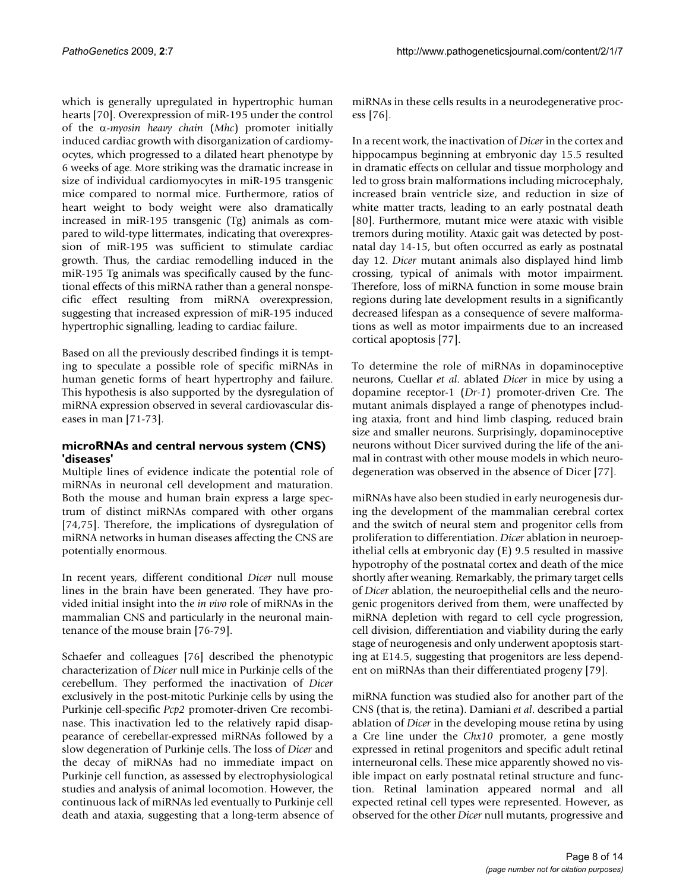which is generally upregulated in hypertrophic human hearts [70]. Overexpression of miR-195 under the control of the *α-myosin heavy chain* (*Mhc*) promoter initially induced cardiac growth with disorganization of cardiomyocytes, which progressed to a dilated heart phenotype by 6 weeks of age. More striking was the dramatic increase in size of individual cardiomyocytes in miR-195 transgenic mice compared to normal mice. Furthermore, ratios of heart weight to body weight were also dramatically increased in miR-195 transgenic (Tg) animals as compared to wild-type littermates, indicating that overexpression of miR-195 was sufficient to stimulate cardiac growth. Thus, the cardiac remodelling induced in the miR-195 Tg animals was specifically caused by the functional effects of this miRNA rather than a general nonspecific effect resulting from miRNA overexpression, suggesting that increased expression of miR-195 induced hypertrophic signalling, leading to cardiac failure.

Based on all the previously described findings it is tempting to speculate a possible role of specific miRNAs in human genetic forms of heart hypertrophy and failure. This hypothesis is also supported by the dysregulation of miRNA expression observed in several cardiovascular diseases in man [71-73].

## microRNAs and central nervous system (CNS) 'diseases'

Multiple lines of evidence indicate the potential role of miRNAs in neuronal cell development and maturation. Both the mouse and human brain express a large spectrum of distinct miRNAs compared with other organs [74,75]. Therefore, the implications of dysregulation of miRNA networks in human diseases affecting the CNS are potentially enormous.

In recent years, different conditional *Dicer* null mouse lines in the brain have been generated. They have provided initial insight into the *in vivo* role of miRNAs in the mammalian CNS and particularly in the neuronal maintenance of the mouse brain [76-79].

Schaefer and colleagues [76] described the phenotypic characterization of *Dicer* null mice in Purkinje cells of the cerebellum. They performed the inactivation of *Dicer* exclusively in the post-mitotic Purkinje cells by using the Purkinje cell-specific *Pcp2* promoter-driven Cre recombinase. This inactivation led to the relatively rapid disappearance of cerebellar-expressed miRNAs followed by a slow degeneration of Purkinje cells. The loss of *Dicer* and the decay of miRNAs had no immediate impact on Purkinje cell function, as assessed by electrophysiological studies and analysis of animal locomotion. However, the continuous lack of miRNAs led eventually to Purkinje cell death and ataxia, suggesting that a long-term absence of miRNAs in these cells results in a neurodegenerative process [76].

In a recent work, the inactivation of *Dicer* in the cortex and hippocampus beginning at embryonic day 15.5 resulted in dramatic effects on cellular and tissue morphology and led to gross brain malformations including microcephaly, increased brain ventricle size, and reduction in size of white matter tracts, leading to an early postnatal death [80]. Furthermore, mutant mice were ataxic with visible tremors during motility. Ataxic gait was detected by postnatal day 14-15, but often occurred as early as postnatal day 12. *Dicer* mutant animals also displayed hind limb crossing, typical of animals with motor impairment. Therefore, loss of miRNA function in some mouse brain regions during late development results in a significantly decreased lifespan as a consequence of severe malformations as well as motor impairments due to an increased cortical apoptosis [77].

To determine the role of miRNAs in dopaminoceptive neurons, Cuellar *et al*. ablated *Dicer* in mice by using a dopamine receptor-1 (*Dr-1*) promoter-driven Cre. The mutant animals displayed a range of phenotypes including ataxia, front and hind limb clasping, reduced brain size and smaller neurons. Surprisingly, dopaminoceptive neurons without Dicer survived during the life of the animal in contrast with other mouse models in which neurodegeneration was observed in the absence of Dicer [77].

miRNAs have also been studied in early neurogenesis during the development of the mammalian cerebral cortex and the switch of neural stem and progenitor cells from proliferation to differentiation. *Dicer* ablation in neuroepithelial cells at embryonic day (E) 9.5 resulted in massive hypotrophy of the postnatal cortex and death of the mice shortly after weaning. Remarkably, the primary target cells of *Dicer* ablation, the neuroepithelial cells and the neurogenic progenitors derived from them, were unaffected by miRNA depletion with regard to cell cycle progression, cell division, differentiation and viability during the early stage of neurogenesis and only underwent apoptosis starting at E14.5, suggesting that progenitors are less dependent on miRNAs than their differentiated progeny [79].

miRNA function was studied also for another part of the CNS (that is, the retina). Damiani *et al*. described a partial ablation of *Dicer* in the developing mouse retina by using a Cre line under the *Chx10* promoter, a gene mostly expressed in retinal progenitors and specific adult retinal interneuronal cells. These mice apparently showed no visible impact on early postnatal retinal structure and function. Retinal lamination appeared normal and all expected retinal cell types were represented. However, as observed for the other *Dicer* null mutants, progressive and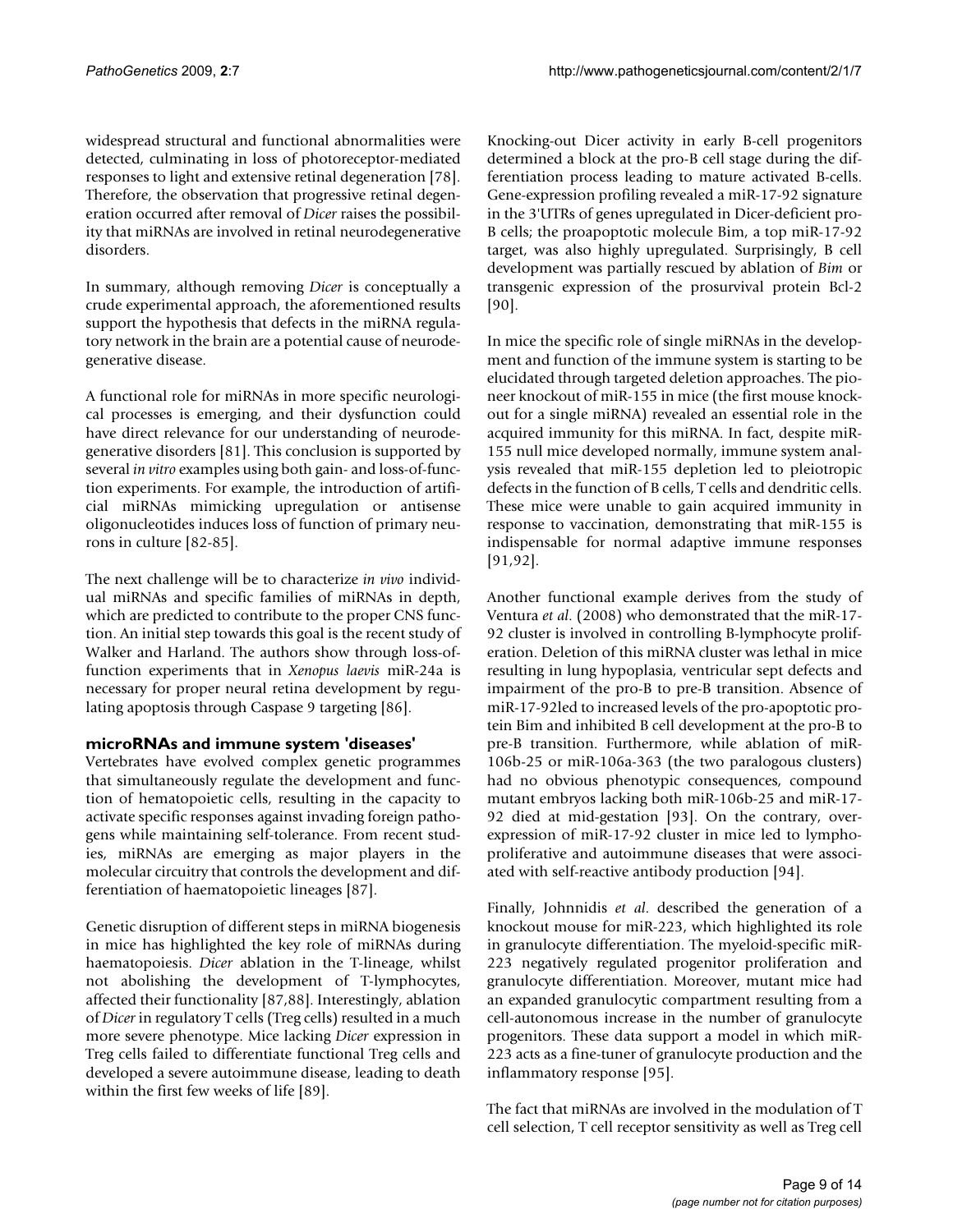widespread structural and functional abnormalities were detected, culminating in loss of photoreceptor-mediated responses to light and extensive retinal degeneration [78]. Therefore, the observation that progressive retinal degeneration occurred after removal of *Dicer* raises the possibility that miRNAs are involved in retinal neurodegenerative disorders.

In summary, although removing *Dicer* is conceptually a crude experimental approach, the aforementioned results support the hypothesis that defects in the miRNA regulatory network in the brain are a potential cause of neurodegenerative disease.

A functional role for miRNAs in more specific neurological processes is emerging, and their dysfunction could have direct relevance for our understanding of neurodegenerative disorders [81]. This conclusion is supported by several *in vitro* examples using both gain- and loss-of-function experiments. For example, the introduction of artificial miRNAs mimicking upregulation or antisense oligonucleotides induces loss of function of primary neurons in culture [82-85].

The next challenge will be to characterize *in vivo* individual miRNAs and specific families of miRNAs in depth, which are predicted to contribute to the proper CNS function. An initial step towards this goal is the recent study of Walker and Harland. The authors show through loss-of-function experiments that in *Xenopus laevis* miR-24a is necessary for proper neural retina development by regulating apoptosis through Caspase 9 targeting [86].

## microRNAs and immune system 'diseases'

Vertebrates have evolved complex genetic programmes that simultaneously regulate the development and function of hematopoietic cells, resulting in the capacity to activate specific responses against invading foreign pathogens while maintaining self-tolerance. From recent studies, miRNAs are emerging as major players in the molecular circuitry that controls the development and differentiation of haematopoietic lineages [87].

Genetic disruption of different steps in miRNA biogenesis in mice has highlighted the key role of miRNAs during haematopoiesis. *Dicer* ablation in the T-lineage, whilst not abolishing the development of T-lymphocytes, affected their functionality [87,88]. Interestingly, ablation of *Dicer* in regulatory T cells (Treg cells) resulted in a much more severe phenotype. Mice lacking *Dicer* expression in Treg cells failed to differentiate functional Treg cells and developed a severe autoimmune disease, leading to death within the first few weeks of life [89].

Knocking-out Dicer activity in early B-cell progenitors determined a block at the pro-B cell stage during the differentiation process leading to mature activated B-cells. Gene-expression profiling revealed a miR-17-92 signature in the 3'UTRs of genes upregulated in Dicer-deficient pro-B cells; the proapoptotic molecule Bim, a top miR-17-92 target, was also highly upregulated. Surprisingly, B cell development was partially rescued by ablation of *Bim* or transgenic expression of the prosurvival protein Bcl-2 [90].

In mice the specific role of single miRNAs in the development and function of the immune system is starting to be elucidated through targeted deletion approaches. The pioneer knockout of miR-155 in mice (the first mouse knockout for a single miRNA) revealed an essential role in the acquired immunity for this miRNA. In fact, despite miR-155 null mice developed normally, immune system analysis revealed that miR-155 depletion led to pleiotropic defects in the function of B cells, T cells and dendritic cells. These mice were unable to gain acquired immunity in response to vaccination, demonstrating that miR-155 is indispensable for normal adaptive immune responses [91,92].

Another functional example derives from the study of Ventura *et al*. (2008) who demonstrated that the miR-17-92 cluster is involved in controlling B-lymphocyte proliferation. Deletion of this miRNA cluster was lethal in mice resulting in lung hypoplasia, ventricular sept defects and impairment of the pro-B to pre-B transition. Absence of miR-17-92led to increased levels of the pro-apoptotic protein Bim and inhibited B cell development at the pro-B to pre-B transition. Furthermore, while ablation of miR-106b-25 or miR-106a-363 (the two paralogous clusters) had no obvious phenotypic consequences, compound mutant embryos lacking both miR-106b-25 and miR-17-92 died at mid-gestation [93]. On the contrary, overexpression of miR-17-92 cluster in mice led to lymphoproliferative and autoimmune diseases that were associated with self-reactive antibody production [94].

Finally, Johnnidis *et al*. described the generation of a knockout mouse for miR-223, which highlighted its role in granulocyte differentiation. The myeloid-specific miR-223 negatively regulated progenitor proliferation and granulocyte differentiation. Moreover, mutant mice had an expanded granulocytic compartment resulting from a cell-autonomous increase in the number of granulocyte progenitors. These data support a model in which miR-223 acts as a fine-tuner of granulocyte production and the inflammatory response [95].

The fact that miRNAs are involved in the modulation of T cell selection, T cell receptor sensitivity as well as Treg cell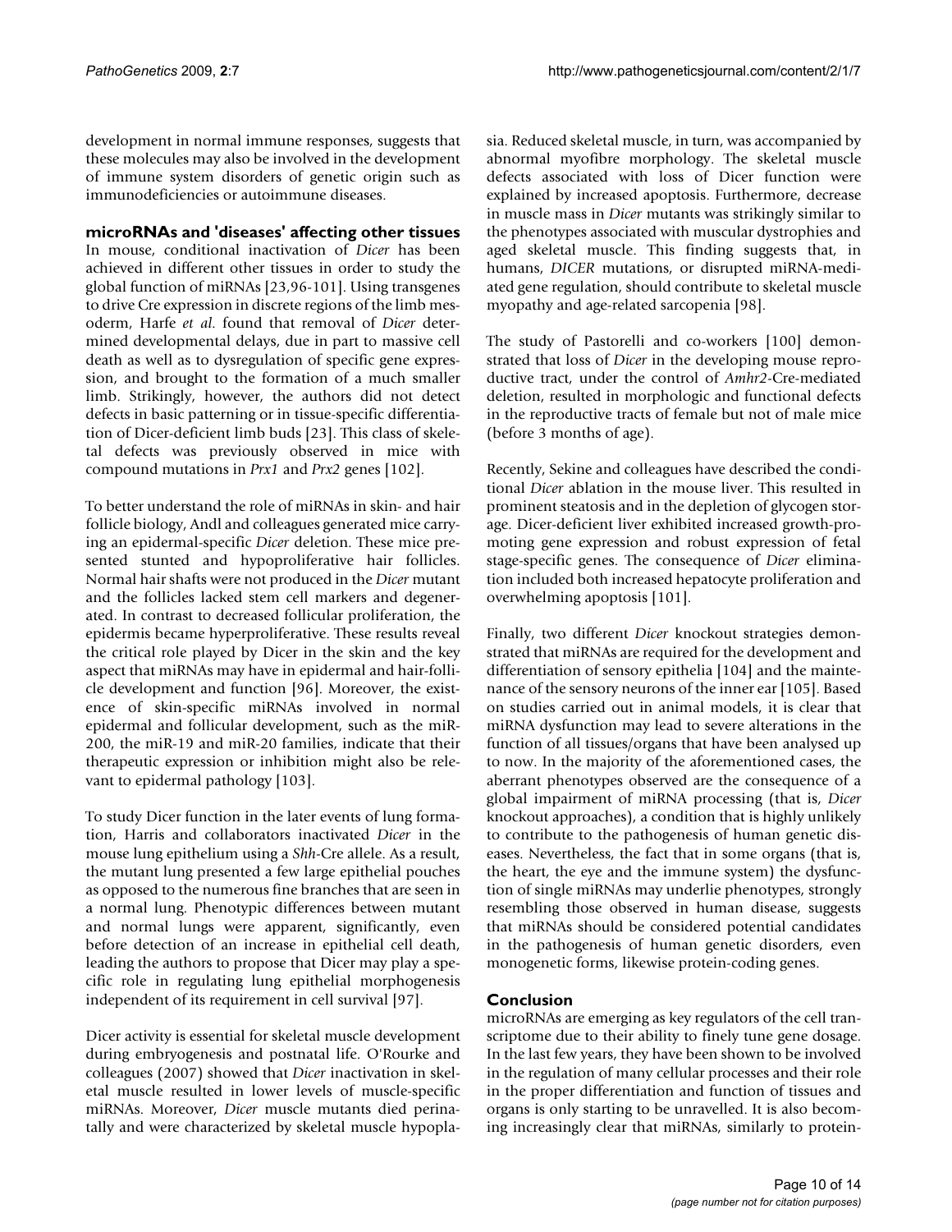development in normal immune responses, suggests that these molecules may also be involved in the development of immune system disorders of genetic origin such as immunodeficiencies or autoimmune diseases.

## microRNAs and 'diseases' affecting other tissues

In mouse, conditional inactivation of *Dicer* has been achieved in different other tissues in order to study the global function of miRNAs [23,96-101]. Using transgenes to drive Cre expression in discrete regions of the limb mesoderm, Harfe *et al.* found that removal of *Dicer* determined developmental delays, due in part to massive cell death as well as to dysregulation of specific gene expression, and brought to the formation of a much smaller limb. Strikingly, however, the authors did not detect defects in basic patterning or in tissue-specific differentiation of Dicer-deficient limb buds [23]. This class of skeletal defects was previously observed in mice with compound mutations in *Prx1* and *Prx2* genes [102].

To better understand the role of miRNAs in skin- and hair follicle biology, Andl and colleagues generated mice carrying an epidermal-specific *Dicer* deletion. These mice presented stunted and hypoproliferative hair follicles. Normal hair shafts were not produced in the *Dicer* mutant and the follicles lacked stem cell markers and degenerated. In contrast to decreased follicular proliferation, the epidermis became hyperproliferative. These results reveal the critical role played by Dicer in the skin and the key aspect that miRNAs may have in epidermal and hair-follicle development and function [96]. Moreover, the existence of skin-specific miRNAs involved in normal epidermal and follicular development, such as the miR-200, the miR-19 and miR-20 families, indicate that their therapeutic expression or inhibition might also be relevant to epidermal pathology [103].

To study Dicer function in the later events of lung formation, Harris and collaborators inactivated *Dicer* in the mouse lung epithelium using a *Shh*-Cre allele. As a result, the mutant lung presented a few large epithelial pouches as opposed to the numerous fine branches that are seen in a normal lung. Phenotypic differences between mutant and normal lungs were apparent, significantly, even before detection of an increase in epithelial cell death, leading the authors to propose that Dicer may play a specific role in regulating lung epithelial morphogenesis independent of its requirement in cell survival [97].

Dicer activity is essential for skeletal muscle development during embryogenesis and postnatal life. O'Rourke and colleagues (2007) showed that *Dicer* inactivation in skeletal muscle resulted in lower levels of muscle-specific miRNAs. Moreover, *Dicer* muscle mutants died perinatally and were characterized by skeletal muscle hypoplasia. Reduced skeletal muscle, in turn, was accompanied by abnormal myofibre morphology. The skeletal muscle defects associated with loss of Dicer function were explained by increased apoptosis. Furthermore, decrease in muscle mass in *Dicer* mutants was strikingly similar to the phenotypes associated with muscular dystrophies and aged skeletal muscle. This finding suggests that, in humans, *DICER* mutations, or disrupted miRNA-mediated gene regulation, should contribute to skeletal muscle myopathy and age-related sarcopenia [98].

The study of Pastorelli and co-workers [100] demonstrated that loss of *Dicer* in the developing mouse reproductive tract, under the control of *Amhr2*-Cre-mediated deletion, resulted in morphologic and functional defects in the reproductive tracts of female but not of male mice (before 3 months of age).

Recently, Sekine and colleagues have described the conditional *Dicer* ablation in the mouse liver. This resulted in prominent steatosis and in the depletion of glycogen storage. Dicer-deficient liver exhibited increased growth-promoting gene expression and robust expression of fetal stage-specific genes. The consequence of *Dicer* elimination included both increased hepatocyte proliferation and overwhelming apoptosis [101].

Finally, two different *Dicer* knockout strategies demonstrated that miRNAs are required for the development and differentiation of sensory epithelia [104] and the maintenance of the sensory neurons of the inner ear [105]. Based on studies carried out in animal models, it is clear that miRNA dysfunction may lead to severe alterations in the function of all tissues/organs that have been analysed up to now. In the majority of the aforementioned cases, the aberrant phenotypes observed are the consequence of a global impairment of miRNA processing (that is, *Dicer* knockout approaches), a condition that is highly unlikely to contribute to the pathogenesis of human genetic diseases. Nevertheless, the fact that in some organs (that is, the heart, the eye and the immune system) the dysfunction of single miRNAs may underlie phenotypes, strongly resembling those observed in human disease, suggests that miRNAs should be considered potential candidates in the pathogenesis of human genetic disorders, even monogenetic forms, likewise protein-coding genes.

## Conclusion

microRNAs are emerging as key regulators of the cell transcriptome due to their ability to finely tune gene dosage. In the last few years, they have been shown to be involved in the regulation of many cellular processes and their role in the proper differentiation and function of tissues and organs is only starting to be unravelled. It is also becoming increasingly clear that miRNAs, similarly to protein-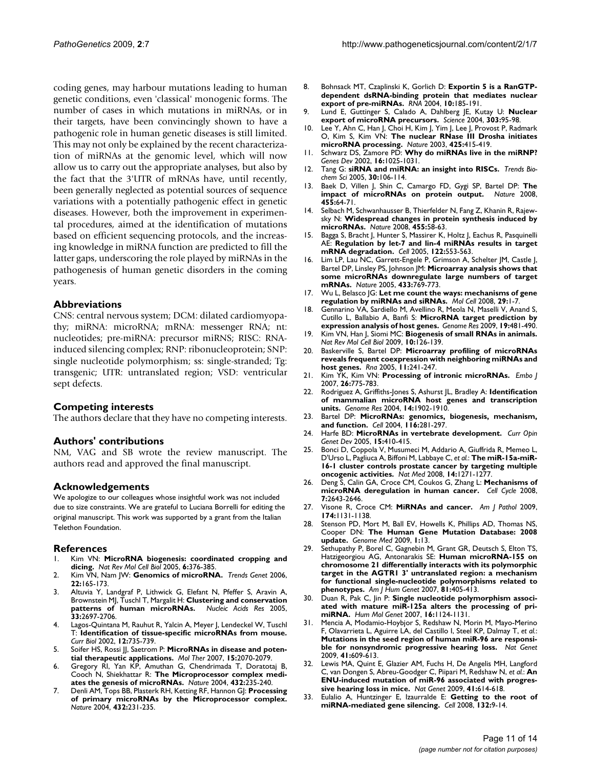coding genes, may harbour mutations leading to human genetic conditions, even 'classical' monogenic forms. The number of cases in which mutations in miRNAs, or in their targets, have been convincingly shown to have a pathogenic role in human genetic diseases is still limited. This may not only be explained by the recent characterization of miRNAs at the genomic level, which will now allow us to carry out the appropriate analyses, but also by the fact that the 3'UTR of mRNAs have, until recently, been generally neglected as potential sources of sequence variations with a potentially pathogenic effect in genetic diseases. However, both the improvement in experimental procedures, aimed at the identification of mutations based on efficient sequencing protocols, and the increasing knowledge in miRNA function are predicted to fill the latter gaps, underscoring the role played by miRNAs in the pathogenesis of human genetic disorders in the coming years.

## Abbreviations

CNS: central nervous system; DCM: dilated cardiomyopathy; miRNA: microRNA; mRNA: messenger RNA; nt: nucleotides; pre-miRNA: precursor miRNS; RISC: RNA-induced silencing complex; RNP: ribonucleoprotein; SNP: single nucleotide polymorphism; ss: single-stranded; Tg: transgenic; UTR: untranslated region; VSD: ventricular sept defects.

## Competing interests

The authors declare that they have no competing interests.

## Authors' contributions

NM, VAG and SB wrote the review manuscript. The authors read and approved the final manuscript.

## Acknowledgements

We apologize to our colleagues whose insightful work was not included due to size constraints. We are grateful to Luciana Borrelli for editing the original manuscript. This work was supported by a grant from the Italian Telethon Foundation.

## References

1. Kim VN: **MicroRNA biogenesis: coordinated cropping and dicing.** *Nat Rev Mol Cell Biol* 2005, **6:**376-385.
2. Kim VN, Nam JW: **Genomics of microRNA.** *Trends Genet* 2006, **22:**165-173.
3. Altuvia Y, Landgraf P, Lithwick G, Elefant N, Pfeffer S, Aravin A, Brownstein MJ, Tuschl T, Margalit H: **Clustering and conservation patterns of human microRNAs.** *Nucleic Acids Res* 2005, **33:**2697-2706.
4. Lagos-Quintana M, Rauhut R, Yalcin A, Meyer J, Lendeckel W, Tuschl T: **Identification of tissue-specific microRNAs from mouse.** *Curr Biol* 2002, **12:**735-739.
5. Soifer HS, Rossi JJ, Saetrom P: **MicroRNAs in disease and potential therapeutic applications.** *Mol Ther* 2007, **15:**2070-2079.
6. Gregory RI, Yan KP, Amuthan G, Chendrimada T, Doratotaj B, Cooch N, Shiekhattar R: **The Microprocessor complex mediates the genesis of microRNAs.** *Nature* 2004, **432:**235-240.
7. Denli AM, Tops BB, Plasterk RH, Ketting RF, Hannon GJ: **Processing of primary microRNAs by the Microprocessor complex.** *Nature* 2004, **432:**231-235.
8. Bohnsack MT, Czaplinski K, Gorlich D: **Exportin 5 is a RanGTP-dependent dsRNA-binding protein that mediates nuclear export of pre-miRNAs.** *RNA* 2004, **10:**185-191.
9. Lund E, Guttinger S, Calado A, Dahlberg JE, Kutay U: **Nuclear export of microRNA precursors.** *Science* 2004, **303:**95-98.
10. Lee Y, Ahn C, Han J, Choi H, Kim J, Yim J, Lee J, Provost P, Radmark O, Kim S, Kim VN: **The nuclear RNase III Drosha initiates microRNA processing.** *Nature* 2003, **425:**415-419.
11. Schwarz DS, Zamore PD: **Why do miRNAs live in the miRNP?** *Genes Dev* 2002, **16:**1025-1031.
12. Tang G: **siRNA and miRNA: an insight into RISCs.** *Trends Biochem Sci* 2005, **30:**106-114.
13. Baek D, Villen J, Shin C, Camargo FD, Gygi SP, Bartel DP: **The impact of microRNAs on protein output.** *Nature* 2008, **455:**64-71.
14. Selbach M, Schwanhausser B, Thierfelder N, Fang Z, Khanin R, Rajewsky N: **Widespread changes in protein synthesis induced by microRNAs.** *Nature* 2008, **455:**58-63.
15. Bagga S, Bracht J, Hunter S, Massirer K, Holtz J, Eachus R, Pasquinelli AE: **Regulation by let-7 and lin-4 miRNAs results in target mRNA degradation.** *Cell* 2005, **122:**553-563.
16. Lim LP, Lau NC, Garrett-Engele P, Grimson A, Schelter JM, Castle J, Bartel DP, Linsley PS, Johnson JM: **Microarray analysis shows that some microRNAs downregulate large numbers of target mRNAs.** *Nature* 2005, **433:**769-773.
17. Wu L, Belasco JG: **Let me count the ways: mechanisms of gene regulation by miRNAs and siRNAs.** *Mol Cell* 2008, **29:**1-7.
18. Gennarino VA, Sardiello M, Avellino R, Meola N, Maselli V, Anand S, Cutillo L, Ballabio A, Banfi S: **MicroRNA target prediction by expression analysis of host genes.** *Genome Res* 2009, **19:**481-490.
19. Kim VN, Han J, Siomi MC: **Biogenesis of small RNAs in animals.** *Nat Rev Mol Cell Biol* 2009, **10:**126-139.
20. Baskerville S, Bartel DP: **Microarray profiling of microRNAs reveals frequent coexpression with neighboring miRNAs and host genes.** *Rna* 2005, **11:**241-247.
21. Kim YK, Kim VN: **Processing of intronic microRNAs.** *Embo J* 2007, **26:**775-783.
22. Rodriguez A, Griffiths-Jones S, Ashurst JL, Bradley A: **Identification of mammalian microRNA host genes and transcription units.** *Genome Res* 2004, **14:**1902-1910.
23. Bartel DP: **MicroRNAs: genomics, biogenesis, mechanism, and function.** *Cell* 2004, **116:**281-297.
24. Harfe BD: **MicroRNAs in vertebrate development.** *Curr Opin Genet Dev* 2005, **15:**410-415.
25. Bonci D, Coppola V, Musumeci M, Addario A, Giuffrida R, Memeo L, D'Urso L, Pagliuca A, Biffoni M, Labbaye C, *et al.*: **The miR-15a-miR-16-1 cluster controls prostate cancer by targeting multiple oncogenic activities.** *Nat Med* 2008, **14:**1271-1277.
26. Deng S, Calin GA, Croce CM, Coukos G, Zhang L: **Mechanisms of microRNA deregulation in human cancer.** *Cell Cycle* 2008, **7:**2643-2646.
27. Visone R, Croce CM: **MiRNAs and cancer.** *Am J Pathol* 2009, **174:**1131-1138.
28. Stenson PD, Mort M, Ball EV, Howells K, Phillips AD, Thomas NS, Cooper DN: **The Human Gene Mutation Database: 2008 update.** *Genome Med* 2009, **1:**13.
29. Sethupathy P, Borel C, Gagnebin M, Grant GR, Deutsch S, Elton TS, Hatzigeorgiou AG, Antonarakis SE: **Human microRNA-155 on chromosome 21 differentially interacts with its polymorphic target in the AGTR1 3' untranslated region: a mechanism for functional single-nucleotide polymorphisms related to phenotypes.** *Am J Hum Genet* 2007, **81:**405-413.
30. Duan R, Pak C, Jin P: **Single nucleotide polymorphism associated with mature miR-125a alters the processing of pri-miRNA.** *Hum Mol Genet* 2007, **16:**1124-1131.
31. Mencia A, Modamio-Hoybjor S, Redshaw N, Morin M, Mayo-Merino F, Olavarrieta L, Aguirre LA, del Castillo I, Steel KP, Dalmay T, *et al.*: **Mutations in the seed region of human miR-96 are responsible for nonsyndromic progressive hearing loss.** *Nat Genet* 2009, **41:**609-613.
32. Lewis MA, Quint E, Glazier AM, Fuchs H, De Angelis MH, Langford C, van Dongen S, Abreu-Goodger C, Piipari M, Redshaw N, *et al.*: **An ENU-induced mutation of miR-96 associated with progressive hearing loss in mice.** *Nat Genet* 2009, **41:**614-618.
33. Eulalio A, Huntzinger E, Izaurralde E: **Getting to the root of miRNA-mediated gene silencing.** *Cell* 2008, **132:**9-14.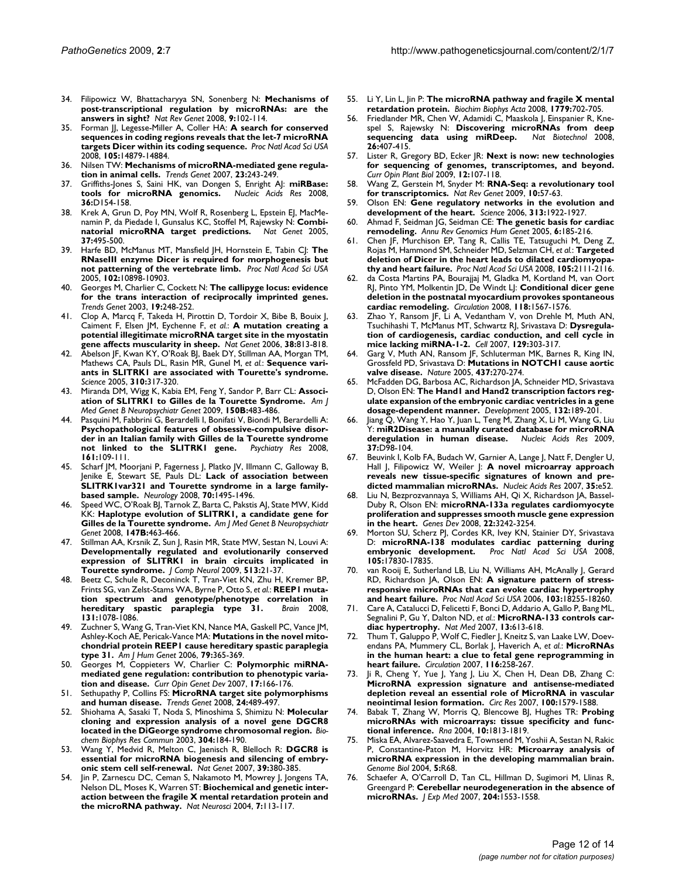34. Filipowicz W, Bhattacharyya SN, Sonenberg N: **Mechanisms of post-transcriptional regulation by microRNAs: are the answers in sight?** *Nat Rev Genet* 2008, **9:**102-114.
35. Forman JJ, Legesse-Miller A, Coller HA: **A search for conserved sequences in coding regions reveals that the let-7 microRNA targets Dicer within its coding sequence.** *Proc Natl Acad Sci USA* 2008, **105:**14879-14884.
36. Nilsen TW: **Mechanisms of microRNA-mediated gene regulation in animal cells.** *Trends Genet* 2007, **23:**243-249.
37. Griffiths-Jones S, Saini HK, van Dongen S, Enright AJ: **miRBase: tools for microRNA genomics.** *Nucleic Acids Res* 2008, **36:**D154-158.
38. Krek A, Grun D, Poy MN, Wolf R, Rosenberg L, Epstein EJ, MacMenamin P, da Piedade I, Gunsalus KC, Stoffel M, Rajewsky N: **Combinatorial microRNA target predictions.** *Nat Genet* 2005, **37:**495-500.
39. Harfe BD, McManus MT, Mansfield JH, Hornstein E, Tabin CJ: **The RNaseIII enzyme Dicer is required for morphogenesis but not patterning of the vertebrate limb.** *Proc Natl Acad Sci USA* 2005, **102:**10898-10903.
40. Georges M, Charlier C, Cockett N: **The callipyge locus: evidence for the trans interaction of reciprocally imprinted genes.** *Trends Genet* 2003, **19:**248-252.
41. Clop A, Marcq F, Takeda H, Pirottin D, Tordoir X, Bibe B, Bouix J, Caiment F, Elsen JM, Eychenne F, *et al.*: **A mutation creating a potential illegitimate microRNA target site in the myostatin gene affects muscularity in sheep.** *Nat Genet* 2006, **38:**813-818.
42. Abelson JF, Kwan KY, O'Roak BJ, Baek DY, Stillman AA, Morgan TM, Mathews CA, Pauls DL, Rasin MR, Gunel M, *et al.*: **Sequence variants in SLITRK1 are associated with Tourette's syndrome.** *Science* 2005, **310:**317-320.
43. Miranda DM, Wigg K, Kabia EM, Feng Y, Sandor P, Barr CL: **Association of SLITRK1 to Gilles de la Tourette Syndrome.** *Am J Med Genet B Neuropsychiatr Genet* 2009, **150B:**483-486.
44. Pasquini M, Fabbrini G, Berardelli I, Bonifati V, Biondi M, Berardelli A: **Psychopathological features of obsessive-compulsive disorder in an Italian family with Gilles de la Tourette syndrome not linked to the SLITRK1 gene.** *Psychiatry Res* 2008, **161:**109-111.
45. Scharf JM, Moorjani P, Fagerness J, Platko JV, Illmann C, Galloway B, Jenike E, Stewart SE, Pauls DL: **Lack of association between SLITRK1var321 and Tourette syndrome in a large family-based sample.** *Neurology* 2008, **70:**1495-1496.
46. Speed WC, O'Roak BJ, Tarnok Z, Barta C, Pakstis AJ, State MW, Kidd KK: **Haplotype evolution of SLITRK1, a candidate gene for Gilles de la Tourette syndrome.** *Am J Med Genet B Neuropsychiatr Genet* 2008, **147B:**463-466.
47. Stillman AA, Krsnik Z, Sun J, Rasin MR, State MW, Sestan N, Louvi A: **Developmentally regulated and evolutionarily conserved expression of SLITRK1 in brain circuits implicated in Tourette syndrome.** *J Comp Neurol* 2009, **513:**21-37.
48. Beetz C, Schule R, Deconinck T, Tran-Viet KN, Zhu H, Kremer BP, Frints SG, van Zelst-Stams WA, Byrne P, Otto S, *et al.*: **REEP1 mutation spectrum and genotype/phenotype correlation in hereditary spastic paraplegia type 31.** *Brain* 2008, **131:**1078-1086.
49. Zuchner S, Wang G, Tran-Viet KN, Nance MA, Gaskell PC, Vance JM, Ashley-Koch AE, Pericak-Vance MA: **Mutations in the novel mitochondrial protein REEP1 cause hereditary spastic paraplegia type 31.** *Am J Hum Genet* 2006, **79:**365-369.
50. Georges M, Coppieters W, Charlier C: **Polymorphic miRNA-mediated gene regulation: contribution to phenotypic variation and disease.** *Curr Opin Genet Dev* 2007, **17:**166-176.
51. Sethupathy P, Collins FS: **MicroRNA target site polymorphisms and human disease.** *Trends Genet* 2008, **24:**489-497.
52. Shiohama A, Sasaki T, Noda S, Minoshima S, Shimizu N: **Molecular cloning and expression analysis of a novel gene DGCR8 located in the DiGeorge syndrome chromosomal region.** *Biochem Biophys Res Commun* 2003, **304:**184-190.
53. Wang Y, Medvid R, Melton C, Jaenisch R, Blelloch R: **DGCR8 is essential for microRNA biogenesis and silencing of embryonic stem cell self-renewal.** *Nat Genet* 2007, **39:**380-385.
54. Jin P, Zarnescu DC, Ceman S, Nakamoto M, Mowrey J, Jongens TA, Nelson DL, Moses K, Warren ST: **Biochemical and genetic interaction between the fragile X mental retardation protein and the microRNA pathway.** *Nat Neurosci* 2004, **7:**113-117.
55. Li Y, Lin L, Jin P: **The microRNA pathway and fragile X mental retardation protein.** *Biochim Biophys Acta* 2008, **1779:**702-705.
56. Friedlander MR, Chen W, Adamidi C, Maaskola J, Einspanier R, Knespel S, Rajewsky N: **Discovering microRNAs from deep sequencing data using miRDeep.** *Nat Biotechnol* 2008, **26:**407-415.
57. Lister R, Gregory BD, Ecker JR: **Next is now: new technologies for sequencing of genomes, transcriptomes, and beyond.** *Curr Opin Plant Biol* 2009, **12:**107-118.
58. Wang Z, Gerstein M, Snyder M: **RNA-Seq: a revolutionary tool for transcriptomics.** *Nat Rev Genet* 2009, **10:**57-63.
59. Olson EN: **Gene regulatory networks in the evolution and development of the heart.** *Science* 2006, **313:**1922-1927.
60. Ahmad F, Seidman JG, Seidman CE: **The genetic basis for cardiac remodeling.** *Annu Rev Genomics Hum Genet* 2005, **6:**185-216.
61. Chen JF, Murchison EP, Tang R, Callis TE, Tatsuguchi M, Deng Z, Rojas M, Hammond SM, Schneider MD, Selzman CH, *et al.*: **Targeted deletion of Dicer in the heart leads to dilated cardiomyopathy and heart failure.** *Proc Natl Acad Sci USA* 2008, **105:**2111-2116.
62. da Costa Martins PA, Bourajjaj M, Gladka M, Kortland M, van Oort RJ, Pinto YM, Molkentin JD, De Windt LJ: **Conditional dicer gene deletion in the postnatal myocardium provokes spontaneous cardiac remodeling.** *Circulation* 2008, **118:**1567-1576.
63. Zhao Y, Ransom JF, Li A, Vedantham V, von Drehle M, Muth AN, Tsuchihashi T, McManus MT, Schwartz RJ, Srivastava D: **Dysregulation of cardiogenesis, cardiac conduction, and cell cycle in mice lacking miRNA-1-2.** *Cell* 2007, **129:**303-317.
64. Garg V, Muth AN, Ransom JF, Schluterman MK, Barnes R, King IN, Grossfeld PD, Srivastava D: **Mutations in NOTCH1 cause aortic valve disease.** *Nature* 2005, **437:**270-274.
65. McFadden DG, Barbosa AC, Richardson JA, Schneider MD, Srivastava D, Olson EN: **The Hand1 and Hand2 transcription factors regulate expansion of the embryonic cardiac ventricles in a gene dosage-dependent manner.** *Development* 2005, **132:**189-201.
66. Jiang Q, Wang Y, Hao Y, Juan L, Teng M, Zhang X, Li M, Wang G, Liu Y: **miR2Disease: a manually curated database for microRNA deregulation in human disease.** *Nucleic Acids Res* 2009, **37:**D98-104.
67. Beuvink I, Kolb FA, Budach W, Garnier A, Lange J, Natt F, Dengler U, Hall J, Filipowicz W, Weiler J: **A novel microarray approach reveals new tissue-specific signatures of known and predicted mammalian microRNAs.** *Nucleic Acids Res* 2007, **35:**e52.
68. Liu N, Bezprozvannaya S, Williams AH, Qi X, Richardson JA, Bassel-Duby R, Olson EN: **microRNA-133a regulates cardiomyocyte proliferation and suppresses smooth muscle gene expression in the heart.** *Genes Dev* 2008, **22:**3242-3254.
69. Morton SU, Scherz PJ, Cordes KR, Ivey KN, Stainier DY, Srivastava D: **microRNA-138 modulates cardiac patterning during embryonic development.** *Proc Natl Acad Sci USA* 2008, **105:**17830-17835.
70. van Rooij E, Sutherland LB, Liu N, Williams AH, McAnally J, Gerard RD, Richardson JA, Olson EN: **A signature pattern of stress-responsive microRNAs that can evoke cardiac hypertrophy and heart failure.** *Proc Natl Acad Sci USA* 2006, **103:**18255-18260.
71. Care A, Catalucci D, Felicetti F, Bonci D, Addario A, Gallo P, Bang ML, Segnalini P, Gu Y, Dalton ND, *et al.*: **MicroRNA-133 controls cardiac hypertrophy.** *Nat Med* 2007, **13:**613-618.
72. Thum T, Galuppo P, Wolf C, Fiedler J, Kneitz S, van Laake LW, Doevendans PA, Mummery CL, Borlak J, Haverich A, *et al.*: **MicroRNAs in the human heart: a clue to fetal gene reprogramming in heart failure.** *Circulation* 2007, **116:**258-267.
73. Ji R, Cheng Y, Yue J, Yang J, Liu X, Chen H, Dean DB, Zhang C: **MicroRNA expression signature and antisense-mediated depletion reveal an essential role of MicroRNA in vascular neointimal lesion formation.** *Circ Res* 2007, **100:**1579-1588.
74. Babak T, Zhang W, Morris Q, Blencowe BJ, Hughes TR: **Probing microRNAs with microarrays: tissue specificity and functional inference.** *Rna* 2004, **10:**1813-1819.
75. Miska EA, Alvarez-Saavedra E, Townsend M, Yoshii A, Sestan N, Rakic P, Constantine-Paton M, Horvitz HR: **Microarray analysis of microRNA expression in the developing mammalian brain.** *Genome Biol* 2004, **5:**R68.
76. Schaefer A, O'Carroll D, Tan CL, Hillman D, Sugimori M, Llinas R, Greengard P: **Cerebellar neurodegeneration in the absence of microRNAs.** *J Exp Med* 2007, **204:**1553-1558.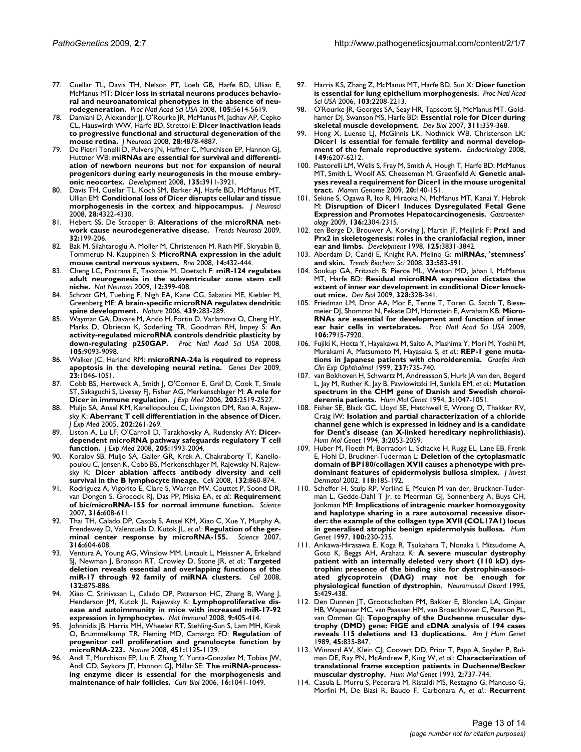77. Cuellar TL, Davis TH, Nelson PT, Loeb GB, Harfe BD, Ullian E, McManus MT: **Dicer loss in striatal neurons produces behavioral and neuroanatomical phenotypes in the absence of neurodegeneration.** *Proc Natl Acad Sci USA* 2008, **105:**5614-5619.
78. Damiani D, Alexander JJ, O'Rourke JR, McManus M, Jadhav AP, Cepko CL, Hauswirth WW, Harfe BD, Strettoi E: **Dicer inactivation leads to progressive functional and structural degeneration of the mouse retina.** *J Neurosci* 2008, **28:**4878-4887.
79. De Pietri Tonelli D, Pulvers JN, Haffner C, Murchison EP, Hannon GJ, Huttner WB: **miRNAs are essential for survival and differentiation of newborn neurons but not for expansion of neural progenitors during early neurogenesis in the mouse embryonic neocortex.** *Development* 2008, **135:**3911-3921.
80. Davis TH, Cuellar TL, Koch SM, Barker AJ, Harfe BD, McManus MT, Ullian EM: **Conditional loss of Dicer disrupts cellular and tissue morphogenesis in the cortex and hippocampus.** *J Neurosci* 2008, **28:**4322-4330.
81. Hebert SS, De Strooper B: **Alterations of the microRNA network cause neurodegenerative disease.** *Trends Neurosci* 2009, **32:**199-206.
82. Bak M, Silahtaroglu A, Moller M, Christensen M, Rath MF, Skryabin B, Tommerup N, Kauppinen S: **MicroRNA expression in the adult mouse central nervous system.** *Rna* 2008, **14:**432-444.
83. Cheng LC, Pastrana E, Tavazoie M, Doetsch F: **miR-124 regulates adult neurogenesis in the subventricular zone stem cell niche.** *Nat Neurosci* 2009, **12:**399-408.
84. Schratt GM, Tuebing F, Nigh EA, Kane CG, Sabatini ME, Kiebler M, Greenberg ME: **A brain-specific microRNA regulates dendritic spine development.** *Nature* 2006, **439:**283-289.
85. Wayman GA, Davare M, Ando H, Fortin D, Varlamova O, Cheng HY, Marks D, Obrietan K, Soderling TR, Goodman RH, Impey S: **An activity-regulated microRNA controls dendritic plasticity by down-regulating p250GAP.** *Proc Natl Acad Sci USA* 2008, **105:**9093-9098.
86. Walker JC, Harland RM: **microRNA-24a is required to repress apoptosis in the developing neural retina.** *Genes Dev* 2009, **23:**1046-1051.
87. Cobb BS, Hertweck A, Smith J, O'Connor E, Graf D, Cook T, Smale ST, Sakaguchi S, Livesey FJ, Fisher AG, Merkenschlager M: **A role for Dicer in immune regulation.** *J Exp Med* 2006, **203:**2519-2527.
88. Muljo SA, Ansel KM, Kanellopoulou C, Livingston DM, Rao A, Rajewsky K: **Aberrant T cell differentiation in the absence of Dicer.** *J Exp Med* 2005, **202:**261-269.
89. Liston A, Lu LF, O'Carroll D, Tarakhovsky A, Rudensky AY: **Dicer-dependent microRNA pathway safeguards regulatory T cell function.** *J Exp Med* 2008, **205:**1993-2004.
90. Koralov SB, Muljo SA, Galler GR, Krek A, Chakraborty T, Kanellopoulou C, Jensen K, Cobb BS, Merkenschlager M, Rajewsky N, Rajewsky K: **Dicer ablation affects antibody diversity and cell survival in the B lymphocyte lineage.** *Cell* 2008, **132:**860-874.
91. Rodriguez A, Vigorito E, Clare S, Warren MV, Couttet P, Soond DR, van Dongen S, Grocock RJ, Das PP, Miska EA, *et al.*: **Requirement of bic/microRNA-155 for normal immune function.** *Science* 2007, **316:**608-611.
92. Thai TH, Calado DP, Casola S, Ansel KM, Xiao C, Xue Y, Murphy A, Frendewey D, Valenzuela D, Kutok JL, *et al.*: **Regulation of the germinal center response by microRNA-155.** *Science* 2007, **316:**604-608.
93. Ventura A, Young AG, Winslow MM, Lintault L, Meissner A, Erkeland SJ, Newman J, Bronson RT, Crowley D, Stone JR, *et al.*: **Targeted deletion reveals essential and overlapping functions of the miR-17 through 92 family of miRNA clusters.** *Cell* 2008, **132:**875-886.
94. Xiao C, Srinivasan L, Calado DP, Patterson HC, Zhang B, Wang J, Henderson JM, Kutok JL, Rajewsky K: **Lymphoproliferative disease and autoimmunity in mice with increased miR-17-92 expression in lymphocytes.** *Nat Immunol* 2008, **9:**405-414.
95. Johnnidis JB, Harris MH, Wheeler RT, Stehling-Sun S, Lam MH, Kirak O, Brummelkamp TR, Fleming MD, Camargo FD: **Regulation of progenitor cell proliferation and granulocyte function by microRNA-223.** *Nature* 2008, **451:**1125-1129.
96. Andl T, Murchison EP, Liu F, Zhang Y, Yunta-Gonzalez M, Tobias JW, Andl CD, Seykora JT, Hannon GJ, Millar SE: **The miRNA-processing enzyme dicer is essential for the morphogenesis and maintenance of hair follicles.** *Curr Biol* 2006, **16:**1041-1049.
97. Harris KS, Zhang Z, McManus MT, Harfe BD, Sun X: **Dicer function is essential for lung epithelium morphogenesis.** *Proc Natl Acad Sci USA* 2006, **103:**2208-2213.
98. O'Rourke JR, Georges SA, Seay HR, Tapscott SJ, McManus MT, Goldhamer DJ, Swanson MS, Harfe BD: **Essential role for Dicer during skeletal muscle development.** *Dev Biol* 2007, **311:**359-368.
99. Hong X, Luense LJ, McGinnis LK, Nothnick WB, Christenson LK: **Dicer1 is essential for female fertility and normal development of the female reproductive system.** *Endocrinology* 2008, **149:**6207-6212.
100. Pastorelli LM, Wells S, Fray M, Smith A, Hough T, Harfe BD, McManus MT, Smith L, Woolf AS, Cheeseman M, Greenfield A: **Genetic analyses reveal a requirement for Dicer1 in the mouse urogenital tract.** *Mamm Genome* 2009, **20:**140-151.
101. Sekine S, Ogawa R, Ito R, Hiraoka N, McManus MT, Kanai Y, Hebrok M: **Disruption of Dicer1 Induces Dysregulated Fetal Gene Expression and Promotes Hepatocarcinogenesis.** *Gastroenterology* 2009, **136:**2304-2315.
102. ten Berge D, Brouwer A, Korving J, Martin JF, Meijlink F: **Prx1 and Prx2 in skeletogenesis: roles in the craniofacial region, inner ear and limbs.** *Development* 1998, **125:**3831-3842.
103. Aberdam D, Candi E, Knight RA, Melino G: **miRNAs, 'stemness' and skin.** *Trends Biochem Sci* 2008, **33:**583-591.
104. Soukup GA, Fritzsch B, Pierce ML, Weston MD, Jahan I, McManus MT, Harfe BD: **Residual microRNA expression dictates the extent of inner ear development in conditional Dicer knockout mice.** *Dev Biol* 2009, **328:**328-341.
105. Friedman LM, Dror AA, Mor E, Tenne T, Toren G, Satoh T, Biesemeier DJ, Shomron N, Fekete DM, Hornstein E, Avraham KB: **MicroRNAs are essential for development and function of inner ear hair cells in vertebrates.** *Proc Natl Acad Sci USA* 2009, **106:**7915-7920.
106. Fujiki K, Hotta Y, Hayakawa M, Saito A, Mashima Y, Mori M, Yoshii M, Murakami A, Matsumoto M, Hayasaka S, *et al.*: **REP-1 gene mutations in Japanese patients with choroideremia.** *Graefes Arch Clin Exp Ophthalmol* 1999, **237:**735-740.
107. van Bokhoven H, Schwartz M, Andreasson S, Hurk JA van den, Bogerd L, Jay M, Ruther K, Jay B, Pawlowitzki IH, Sankila EM, *et al.*: **Mutation spectrum in the CHM gene of Danish and Swedish choroideremia patients.** *Hum Mol Genet* 1994, **3:**1047-1051.
108. Fisher SE, Black GC, Lloyd SE, Hatchwell E, Wrong O, Thakker RV, Craig IW: **Isolation and partial characterization of a chloride channel gene which is expressed in kidney and is a candidate for Dent's disease (an X-linked hereditary nephrolithiasis).** *Hum Mol Genet* 1994, **3:**2053-2059.
109. Huber M, Floeth M, Borradori L, Schacke H, Rugg EL, Lane EB, Frenk E, Hohl D, Bruckner-Tuderman L: **Deletion of the cytoplasmatic domain of BP180/collagen XVII causes a phenotype with predominant features of epidermolysis bullosa simplex.** *J Invest Dermatol* 2002, **118:**185-192.
110. Scheffer H, Stulp RP, Verlind E, Meulen M van der, Bruckner-Tuderman L, Gedde-Dahl T Jr, te Meerman GJ, Sonnenberg A, Buys CH, Jonkman MF: **Implications of intragenic marker homozygosity and haplotype sharing in a rare autosomal recessive disorder: the example of the collagen type XVII (COL17A1) locus in generalised atrophic benign epidermolysis bullosa.** *Hum Genet* 1997, **100:**230-235.
111. Arikawa-Hirasawa E, Koga R, Tsukahara T, Nonaka I, Mitsudome A, Goto K, Beggs AH, Arahata K: **A severe muscular dystrophy patient with an internally deleted very short (110 kD) dystrophin: presence of the binding site for dystrophin-associated glycoprotein (DAG) may not be enough for physiological function of dystrophin.** *Neuromuscul Disord* 1995, **5:**429-438.
112. Den Dunnen JT, Grootscholten PM, Bakker E, Blonden LA, Ginjaar HB, Wapenaar MC, van Paassen HM, van Broeckhoven C, Pearson PL, van Ommen GJ: **Topography of the Duchenne muscular dystrophy (DMD) gene: FIGE and cDNA analysis of 194 cases reveals 115 deletions and 13 duplications.** *Am J Hum Genet* 1989, **45:**835-847.
113. Winnard AV, Klein CJ, Coovert DD, Prior T, Papp A, Snyder P, Bulman DE, Ray PN, McAndrew P, King W, *et al.*: **Characterization of translational frame exception patients in Duchenne/Becker muscular dystrophy.** *Hum Mol Genet* 1993, **2:**737-744.
114. Casula L, Murru S, Pecorara M, Ristaldi MS, Restagno G, Mancuso G, Morfini M, De Biasi R, Baudo F, Carbonara A, *et al.*: **Recurrent**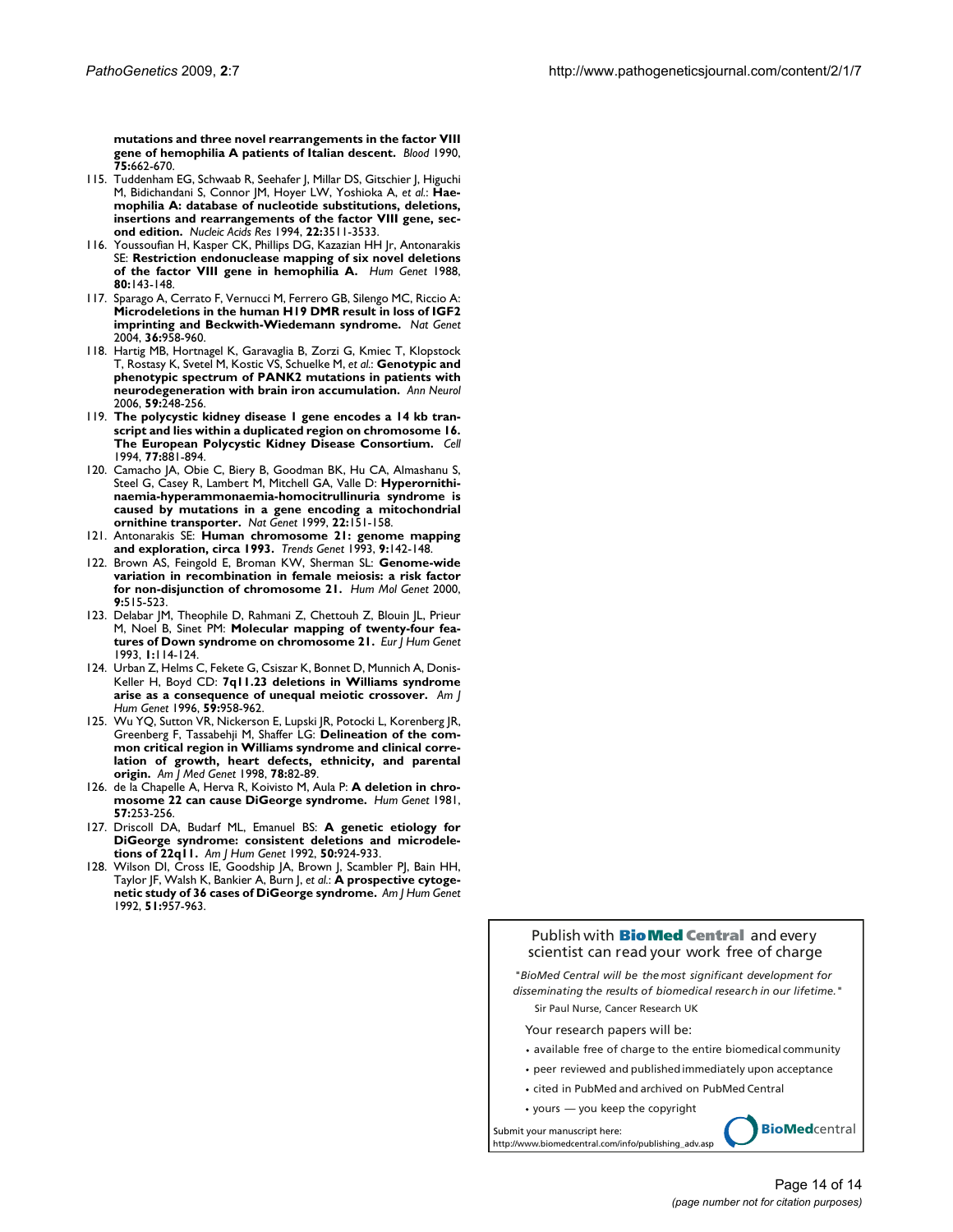**mutations and three novel rearrangements in the factor VIII gene of hemophilia A patients of Italian descent.** *Blood* 1990, **75:**662-670.

115. Tuddenham EG, Schwaab R, Seehafer J, Millar DS, Gitschier J, Higuchi M, Bidichandani S, Connor JM, Hoyer LW, Yoshioka A, *et al.*: **Haemophilia A: database of nucleotide substitutions, deletions, insertions and rearrangements of the factor VIII gene, second edition.** *Nucleic Acids Res* 1994, **22:**3511-3533.
116. Youssoufian H, Kasper CK, Phillips DG, Kazazian HH Jr, Antonarakis SE: **Restriction endonuclease mapping of six novel deletions of the factor VIII gene in hemophilia A.** *Hum Genet* 1988, **80:**143-148.
117. Sparago A, Cerrato F, Vernucci M, Ferrero GB, Silengo MC, Riccio A: **Microdeletions in the human H19 DMR result in loss of IGF2 imprinting and Beckwith-Wiedemann syndrome.** *Nat Genet* 2004, **36:**958-960.
118. Hartig MB, Hortnagel K, Garavaglia B, Zorzi G, Kmiec T, Klopstock T, Rostasy K, Svetel M, Kostic VS, Schuelke M, *et al.*: **Genotypic and phenotypic spectrum of PANK2 mutations in patients with neurodegeneration with brain iron accumulation.** *Ann Neurol* 2006, **59:**248-256.
119. **The polycystic kidney disease 1 gene encodes a 14 kb transcript and lies within a duplicated region on chromosome 16. The European Polycystic Kidney Disease Consortium.** *Cell* 1994, **77:**881-894.
120. Camacho JA, Obie C, Biery B, Goodman BK, Hu CA, Almashanu S, Steel G, Casey R, Lambert M, Mitchell GA, Valle D: **Hyperornithinaemia-hyperammonaemia-homocitrullinuria syndrome is caused by mutations in a gene encoding a mitochondrial ornithine transporter.** *Nat Genet* 1999, **22:**151-158.
121. Antonarakis SE: **Human chromosome 21: genome mapping and exploration, circa 1993.** *Trends Genet* 1993, **9:**142-148.
122. Brown AS, Feingold E, Broman KW, Sherman SL: **Genome-wide variation in recombination in female meiosis: a risk factor for non-disjunction of chromosome 21.** *Hum Mol Genet* 2000, **9:**515-523.
123. Delabar JM, Theophile D, Rahmani Z, Chettouh Z, Blouin JL, Prieur M, Noel B, Sinet PM: **Molecular mapping of twenty-four features of Down syndrome on chromosome 21.** *Eur J Hum Genet* 1993, **1:**114-124.
124. Urban Z, Helms C, Fekete G, Csiszar K, Bonnet D, Munnich A, Donis-Keller H, Boyd CD: **7q11.23 deletions in Williams syndrome arise as a consequence of unequal meiotic crossover.** *Am J Hum Genet* 1996, **59:**958-962.
125. Wu YQ, Sutton VR, Nickerson E, Lupski JR, Potocki L, Korenberg JR, Greenberg F, Tassabehji M, Shaffer LG: **Delineation of the common critical region in Williams syndrome and clinical correlation of growth, heart defects, ethnicity, and parental origin.** *Am J Med Genet* 1998, **78:**82-89.
126. de la Chapelle A, Herva R, Koivisto M, Aula P: **A deletion in chromosome 22 can cause DiGeorge syndrome.** *Hum Genet* 1981, **57:**253-256.
127. Driscoll DA, Budarf ML, Emanuel BS: **A genetic etiology for DiGeorge syndrome: consistent deletions and microdeletions of 22q11.** *Am J Hum Genet* 1992, **50:**924-933.
128. Wilson DI, Cross IE, Goodship JA, Brown J, Scambler PJ, Bain HH, Taylor JF, Walsh K, Bankier A, Burn J, *et al.*: **A prospective cytogenetic study of 36 cases of DiGeorge syndrome.** *Am J Hum Genet* 1992, **51:**957-963.

Publish with **BioMed Central** and every scientist can read your work free of charge

*"BioMed Central will be the most significant development for disseminating the results of biomedical research in our lifetime."*
Sir Paul Nurse, Cancer Research UK

Your research papers will be:

- available free of charge to the entire biomedical community
- peer reviewed and published immediately upon acceptance
- cited in PubMed and archived on PubMed Central
- yours — you keep the copyright

Submit your manuscript here:
http://www.biomedcentral.com/info/publishing_adv.asp

**BioMed**central